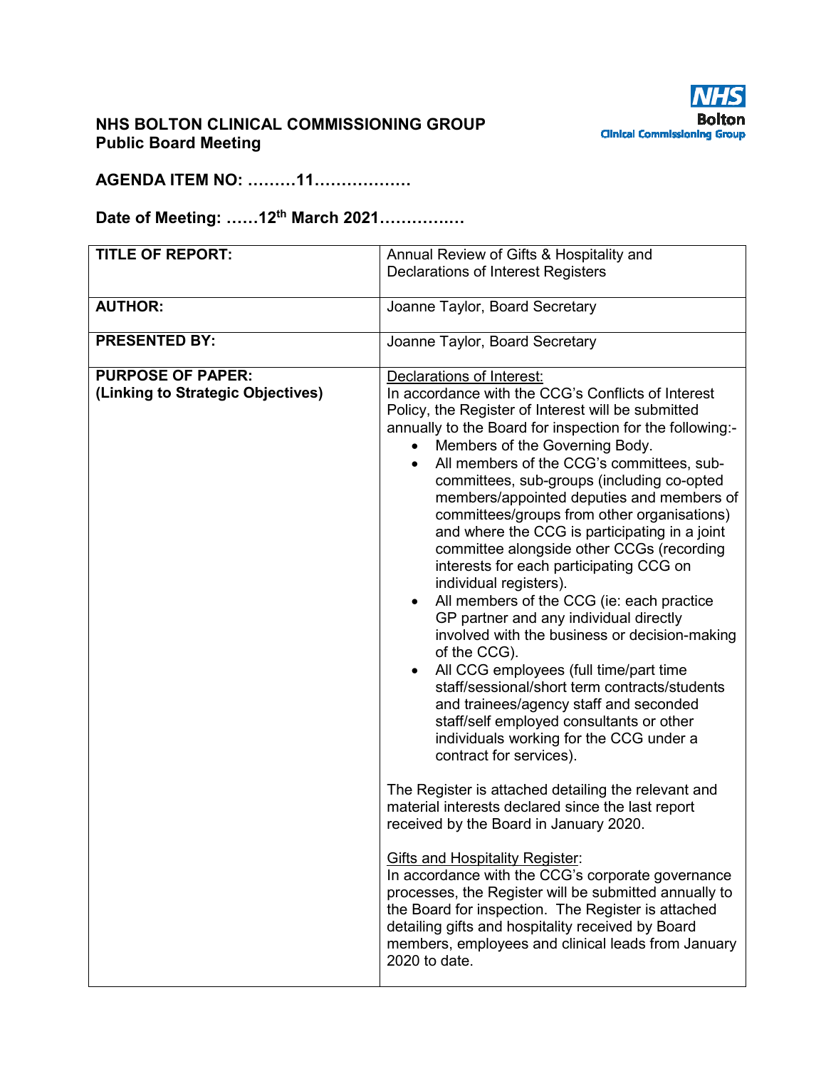**NHS BOLTON CLINICAL COMMISSIONING GROUP**
**Public Board Meeting**

NHS Bolton Clinical Commissioning Group

**AGENDA ITEM NO: ………11………………**

**Date of Meeting: ……12th March 2021…………….**

| **TITLE OF REPORT:** | Annual Review of Gifts & Hospitality and Declarations of Interest Registers |
|---|---|
| **AUTHOR:** | Joanne Taylor, Board Secretary |
| **PRESENTED BY:** | Joanne Taylor, Board Secretary |
| **PURPOSE OF PAPER:** **(Linking to Strategic Objectives)** | Declarations of Interest: In accordance with the CCG's Conflicts of Interest Policy, the Register of Interest will be submitted annually to the Board for inspection for the following:- <br>• Members of the Governing Body. <br>• All members of the CCG's committees, sub-committees, sub-groups (including co-opted members/appointed deputies and members of committees/groups from other organisations) and where the CCG is participating in a joint committee alongside other CCGs (recording interests for each participating CCG on individual registers). <br>• All members of the CCG (ie: each practice GP partner and any individual directly involved with the business or decision-making of the CCG). <br>• All CCG employees (full time/part time staff/sessional/short term contracts/students and trainees/agency staff and seconded staff/self employed consultants or other individuals working for the CCG under a contract for services). <br><br>The Register is attached detailing the relevant and material interests declared since the last report received by the Board in January 2020. <br><br>Gifts and Hospitality Register: In accordance with the CCG's corporate governance processes, the Register will be submitted annually to the Board for inspection. The Register is attached detailing gifts and hospitality received by Board members, employees and clinical leads from January 2020 to date. |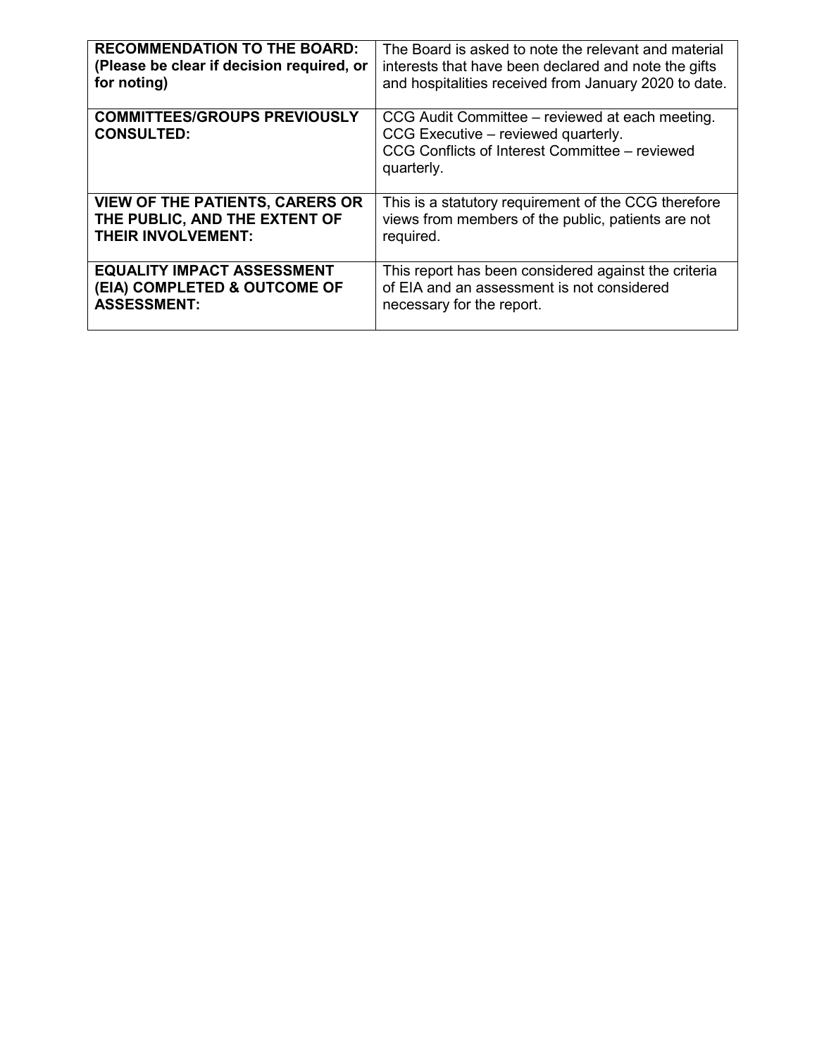| **RECOMMENDATION TO THE BOARD: (Please be clear if decision required, or for noting)** | The Board is asked to note the relevant and material interests that have been declared and note the gifts and hospitalities received from January 2020 to date. |
|---|---|
| **COMMITTEES/GROUPS PREVIOUSLY CONSULTED:** | CCG Audit Committee – reviewed at each meeting.<br>CCG Executive – reviewed quarterly.<br>CCG Conflicts of Interest Committee – reviewed quarterly. |
| **VIEW OF THE PATIENTS, CARERS OR THE PUBLIC, AND THE EXTENT OF THEIR INVOLVEMENT:** | This is a statutory requirement of the CCG therefore views from members of the public, patients are not required. |
| **EQUALITY IMPACT ASSESSMENT (EIA) COMPLETED & OUTCOME OF ASSESSMENT:** | This report has been considered against the criteria of EIA and an assessment is not considered necessary for the report. |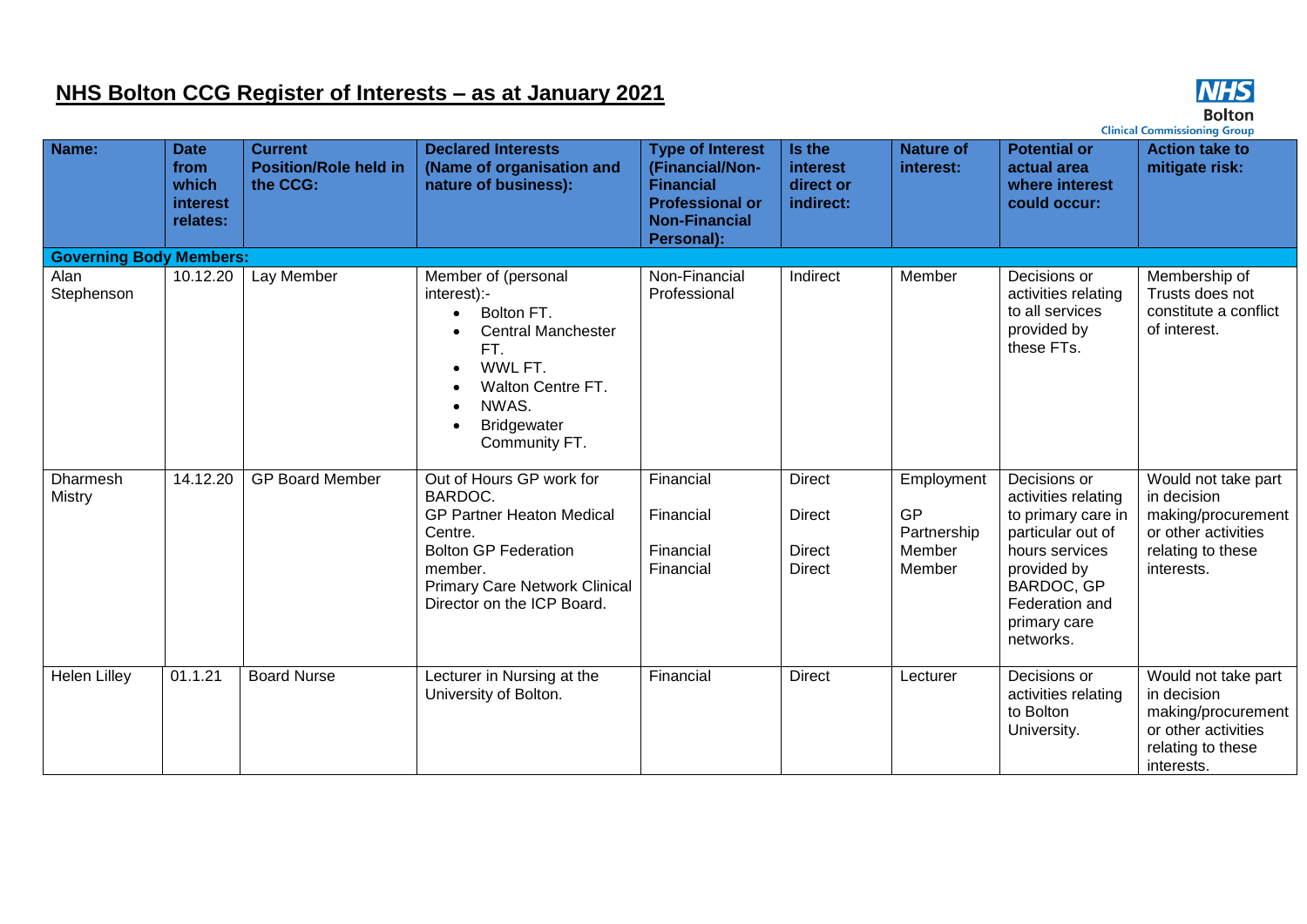# NHS Bolton CCG Register of Interests – as at January 2021

| Name: | Date from which interest relates: | Current Position/Role held in the CCG: | Declared Interests (Name of organisation and nature of business): | Type of Interest (Financial/Non-Financial Professional or Non-Financial Personal): | Is the interest direct or indirect: | Nature of interest: | Potential or actual area where interest could occur: | Action take to mitigate risk: |
|---|---|---|---|---|---|---|---|---|
| **Governing Body Members:** | | | | | | | | |
| Alan Stephenson | 10.12.20 | Lay Member | Member of (personal interest):- <br>• Bolton FT. <br>• Central Manchester FT. <br>• WWL FT. <br>• Walton Centre FT. <br>• NWAS. <br>• Bridgewater Community FT. | Non-Financial Professional | Indirect | Member | Decisions or activities relating to all services provided by these FTs. | Membership of Trusts does not constitute a conflict of interest. |
| Dharmesh Mistry | 14.12.20 | GP Board Member | Out of Hours GP work for BARDOC. <br>GP Partner Heaton Medical Centre. <br>Bolton GP Federation member. <br>Primary Care Network Clinical Director on the ICP Board. | Financial <br>Financial <br>Financial <br>Financial | Direct <br>Direct <br>Direct <br>Direct | Employment <br>GP Partnership <br>Member <br>Member | Decisions or activities relating to primary care in particular out of hours services provided by BARDOC, GP Federation and primary care networks. | Would not take part in decision making/procurement or other activities relating to these interests. |
| Helen Lilley | 01.1.21 | Board Nurse | Lecturer in Nursing at the University of Bolton. | Financial | Direct | Lecturer | Decisions or activities relating to Bolton University. | Would not take part in decision making/procurement or other activities relating to these interests. |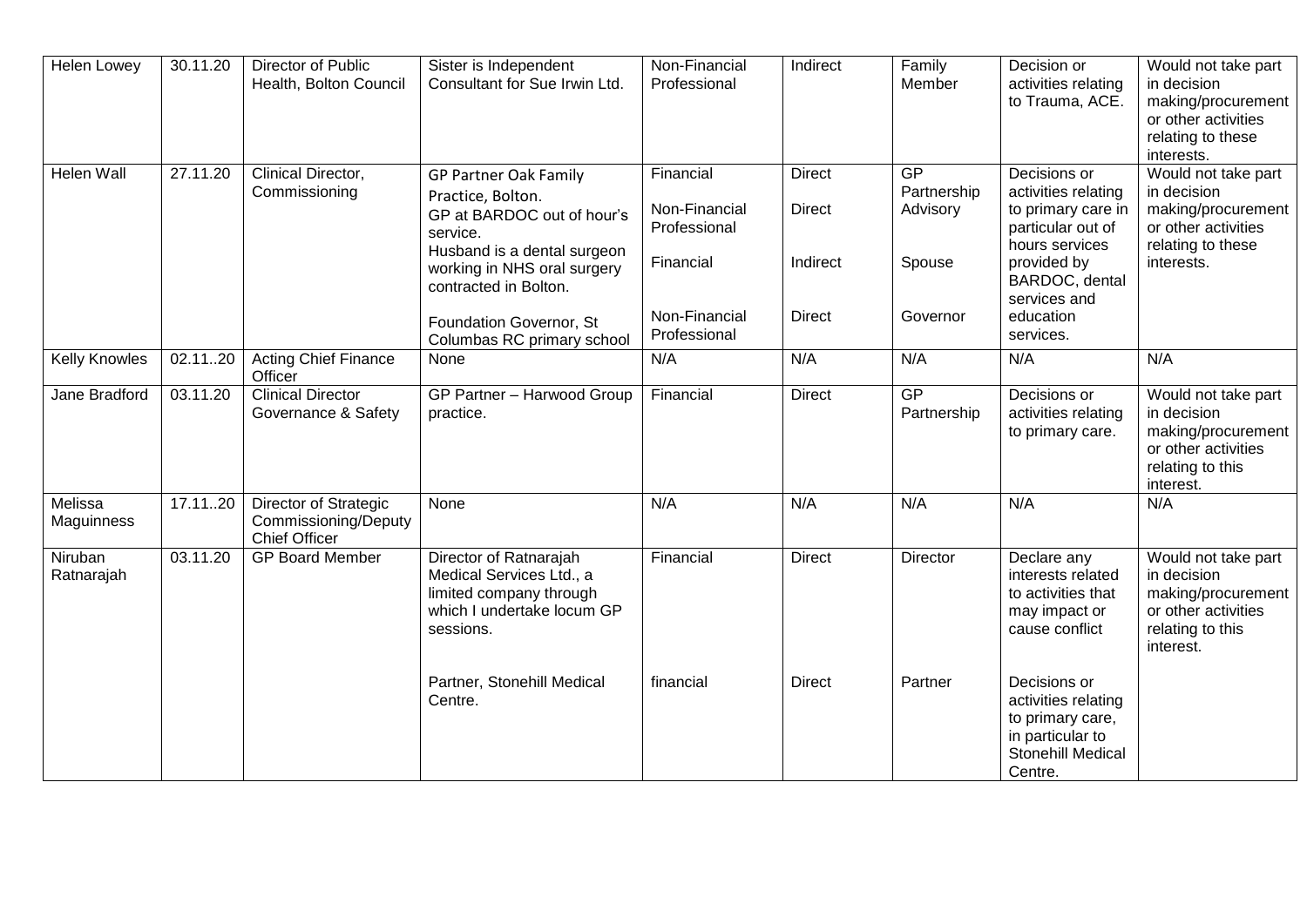| Helen Lowey | 30.11.20 | Director of Public Health, Bolton Council | Sister is Independent Consultant for Sue Irwin Ltd. | Non-Financial Professional | Indirect | Family Member | Decision or activities relating to Trauma, ACE. | Would not take part in decision making/procurement or other activities relating to these interests. |
|---|---|---|---|---|---|---|---|---|
| Helen Wall | 27.11.20 | Clinical Director, Commissioning | GP Partner Oak Family Practice, Bolton.<br>GP at BARDOC out of hour's service.<br>Husband is a dental surgeon working in NHS oral surgery contracted in Bolton.<br>Foundation Governor, St Columbas RC primary school | Financial<br>Non-Financial Professional<br>Financial<br>Non-Financial Professional | Direct<br>Direct<br>Indirect<br>Direct | GP Partnership<br>Advisory<br>Spouse<br>Governor | Decisions or activities relating to primary care in particular out of hours services provided by BARDOC, dental services and education services. | Would not take part in decision making/procurement or other activities relating to these interests. |
| Kelly Knowles | 02.11..20 | Acting Chief Finance Officer | None | N/A | N/A | N/A | N/A | N/A |
| Jane Bradford | 03.11.20 | Clinical Director Governance & Safety | GP Partner – Harwood Group practice. | Financial | Direct | GP Partnership | Decisions or activities relating to primary care. | Would not take part in decision making/procurement or other activities relating to this interest. |
| Melissa Maguinness | 17.11..20 | Director of Strategic Commissioning/Deputy Chief Officer | None | N/A | N/A | N/A | N/A | N/A |
| Niruban Ratnarajah | 03.11.20 | GP Board Member | Director of Ratnarajah Medical Services Ltd., a limited company through which I undertake locum GP sessions.<br>Partner, Stonehill Medical Centre. | Financial<br>financial | Direct<br>Direct | Director<br>Partner | Declare any interests related to activities that may impact or cause conflict<br>Decisions or activities relating to primary care, in particular to Stonehill Medical Centre. | Would not take part in decision making/procurement or other activities relating to this interest. |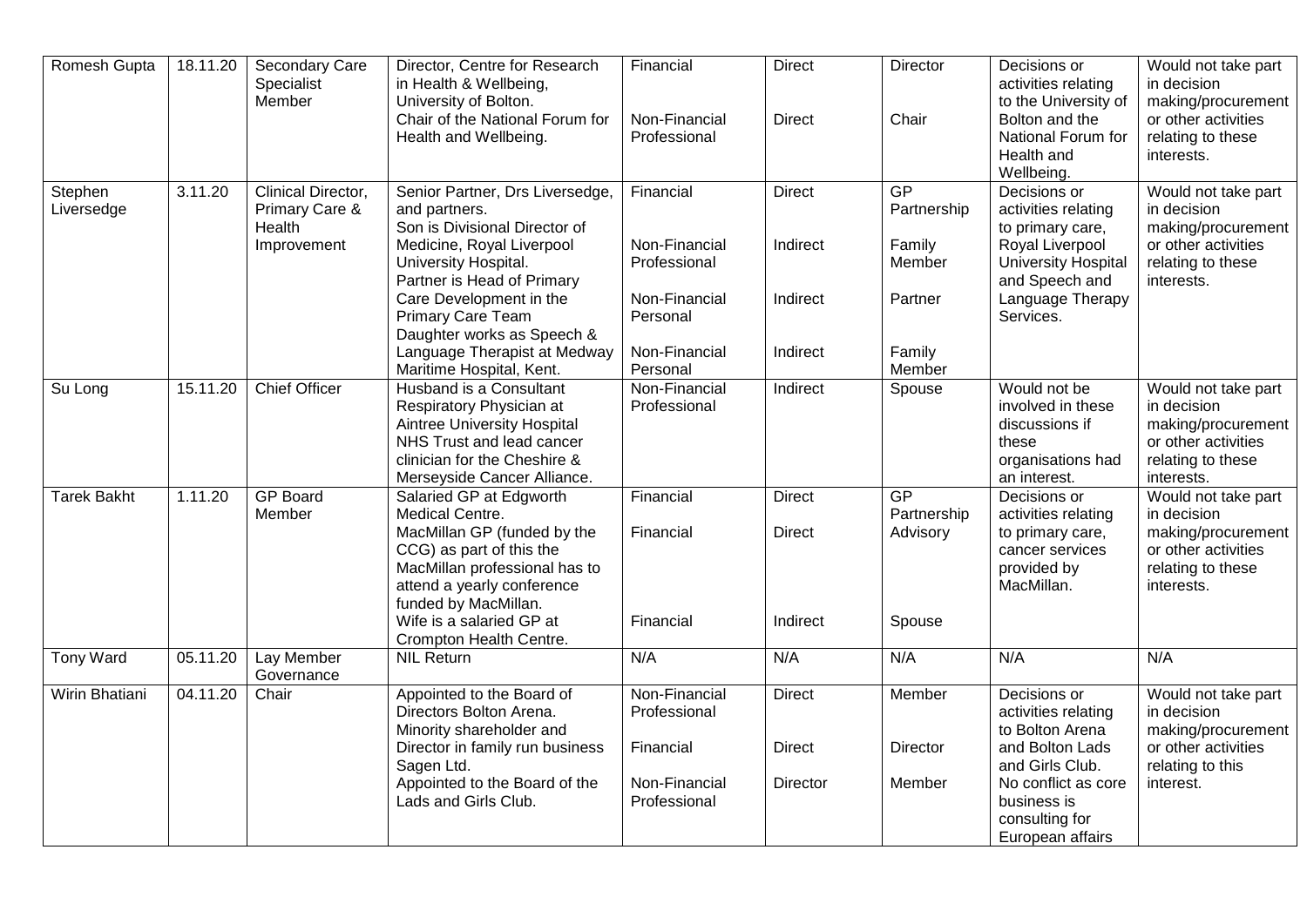| Romesh Gupta | 18.11.20 | Secondary Care Specialist Member | Director, Centre for Research in Health & Wellbeing, University of Bolton.<br>Chair of the National Forum for Health and Wellbeing. | Financial<br><br>Non-Financial Professional | Direct<br><br>Direct | Director<br><br>Chair | Decisions or activities relating to the University of Bolton and the National Forum for Health and Wellbeing. | Would not take part in decision making/procurement or other activities relating to these interests. |
|---|---|---|---|---|---|---|---|---|
| Stephen Liversedge | 3.11.20 | Clinical Director, Primary Care & Health Improvement | Senior Partner, Drs Liversedge, and partners.<br>Son is Divisional Director of Medicine, Royal Liverpool University Hospital.<br>Partner is Head of Primary Care Development in the Primary Care Team<br>Daughter works as Speech & Language Therapist at Medway Maritime Hospital, Kent. | Financial<br><br>Non-Financial Professional<br><br>Non-Financial Personal<br><br>Non-Financial Personal | Direct<br><br>Indirect<br><br>Indirect<br><br>Indirect | GP Partnership<br><br>Family Member<br><br>Partner<br><br>Family Member | Decisions or activities relating to primary care, Royal Liverpool University Hospital and Speech and Language Therapy Services. | Would not take part in decision making/procurement or other activities relating to these interests. |
| Su Long | 15.11.20 | Chief Officer | Husband is a Consultant Respiratory Physician at Aintree University Hospital NHS Trust and lead cancer clinician for the Cheshire & Merseyside Cancer Alliance. | Non-Financial Professional | Indirect | Spouse | Would not be involved in these discussions if these organisations had an interest. | Would not take part in decision making/procurement or other activities relating to these interests. |
| Tarek Bakht | 1.11.20 | GP Board Member | Salaried GP at Edgworth Medical Centre.<br>MacMillan GP (funded by the CCG) as part of this the MacMillan professional has to attend a yearly conference funded by MacMillan.<br>Wife is a salaried GP at Crompton Health Centre. | Financial<br><br>Financial<br><br><br>Financial | Direct<br><br>Direct<br><br><br>Indirect | GP Partnership<br>Advisory<br><br><br>Spouse | Decisions or activities relating to primary care, cancer services provided by MacMillan. | Would not take part in decision making/procurement or other activities relating to these interests. |
| Tony Ward | 05.11.20 | Lay Member Governance | NIL Return | N/A | N/A | N/A | N/A | N/A |
| Wirin Bhatiani | 04.11.20 | Chair | Appointed to the Board of Directors Bolton Arena.<br>Minority shareholder and Director in family run business Sagen Ltd.<br>Appointed to the Board of the Lads and Girls Club. | Non-Financial Professional<br><br>Financial<br><br>Non-Financial Professional | Direct<br><br>Direct<br><br>Director | Member<br><br>Director<br><br>Member | Decisions or activities relating to Bolton Arena and Bolton Lads and Girls Club.<br>No conflict as core business is consulting for European affairs | Would not take part in decision making/procurement or other activities relating to this interest. |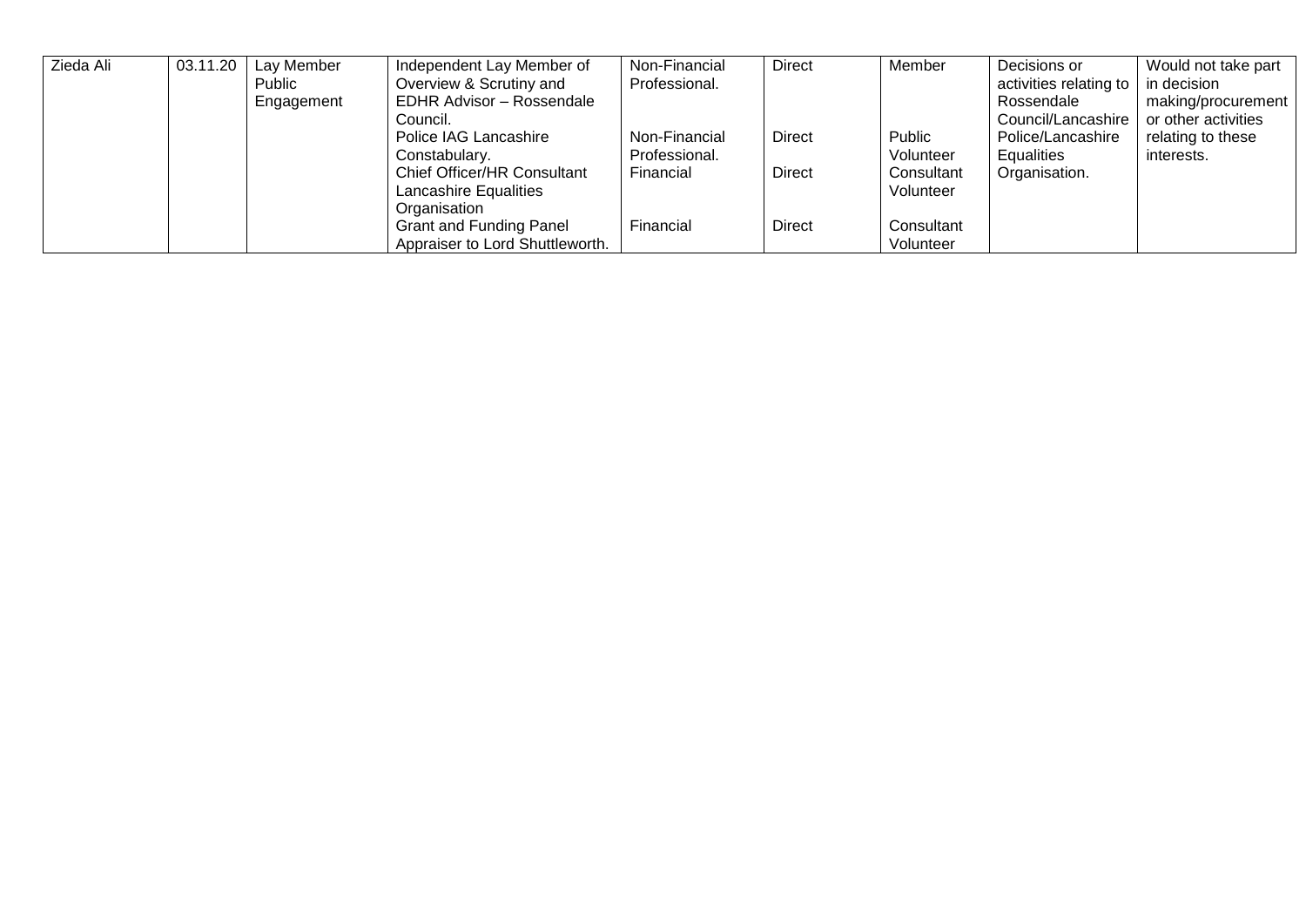| | | | | | | | | |
|---|---|---|---|---|---|---|---|---|
| Zieda Ali | 03.11.20 | Lay Member Public Engagement | Independent Lay Member of Overview & Scrutiny and EDHR Advisor – Rossendale Council.<br>Police IAG Lancashire Constabulary.<br>Chief Officer/HR Consultant Lancashire Equalities Organisation<br>Grant and Funding Panel Appraiser to Lord Shuttleworth. | Non-Financial Professional.<br>Non-Financial Professional.<br>Financial<br>Financial | Direct<br>Direct<br>Direct<br>Direct | Member<br>Public Volunteer<br>Consultant Volunteer<br>Consultant Volunteer | Decisions or activities relating to Rossendale Council/Lancashire Police/Lancashire Equalities Organisation. | Would not take part in decision making/procurement or other activities relating to these interests. |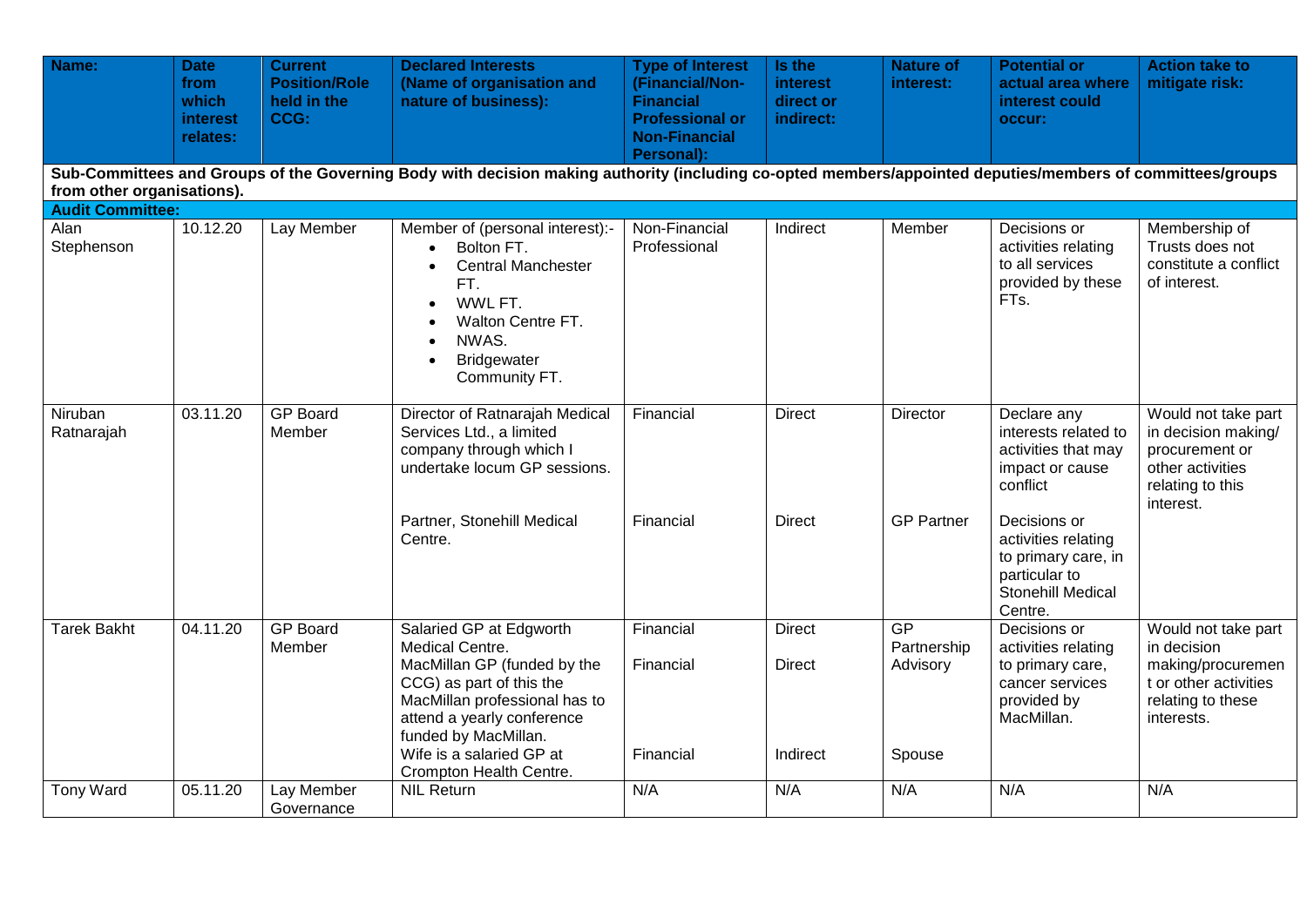| Name: | Date from which interest relates: | Current Position/Role held in the CCG: | Declared Interests (Name of organisation and nature of business): | Type of Interest (Financial/Non-Financial Professional or Non-Financial Personal): | Is the interest direct or indirect: | Nature of interest: | Potential or actual area where interest could occur: | Action take to mitigate risk: |
|---|---|---|---|---|---|---|---|---|
| **Sub-Committees and Groups of the Governing Body with decision making authority (including co-opted members/appointed deputies/members of committees/groups from other organisations).** | | | | | | | | |
| **Audit Committee:** | | | | | | | | |
| Alan Stephenson | 10.12.20 | Lay Member | Member of (personal interest):- <br>• Bolton FT. <br>• Central Manchester FT. <br>• WWL FT. <br>• Walton Centre FT. <br>• NWAS. <br>• Bridgewater Community FT. | Non-Financial Professional | Indirect | Member | Decisions or activities relating to all services provided by these FTs. | Membership of Trusts does not constitute a conflict of interest. |
| Niruban Ratnarajah | 03.11.20 | GP Board Member | Director of Ratnarajah Medical Services Ltd., a limited company through which I undertake locum GP sessions. | Financial | Direct | Director | Declare any interests related to activities that may impact or cause conflict | Would not take part in decision making/ procurement or other activities relating to this interest. |
| | | | Partner, Stonehill Medical Centre. | Financial | Direct | GP Partner | Decisions or activities relating to primary care, in particular to Stonehill Medical Centre. | |
| Tarek Bakht | 04.11.20 | GP Board Member | Salaried GP at Edgworth Medical Centre. <br>MacMillan GP (funded by the CCG) as part of this the MacMillan professional has to attend a yearly conference funded by MacMillan. <br>Wife is a salaried GP at Crompton Health Centre. | Financial <br>Financial <br><br><br><br>Financial | Direct <br>Direct <br><br><br><br>Indirect | GP Partnership <br>Advisory <br><br><br><br>Spouse | Decisions or activities relating to primary care, cancer services provided by MacMillan. | Would not take part in decision making/procurement or other activities relating to these interests. |
| Tony Ward | 05.11.20 | Lay Member Governance | NIL Return | N/A | N/A | N/A | N/A | N/A |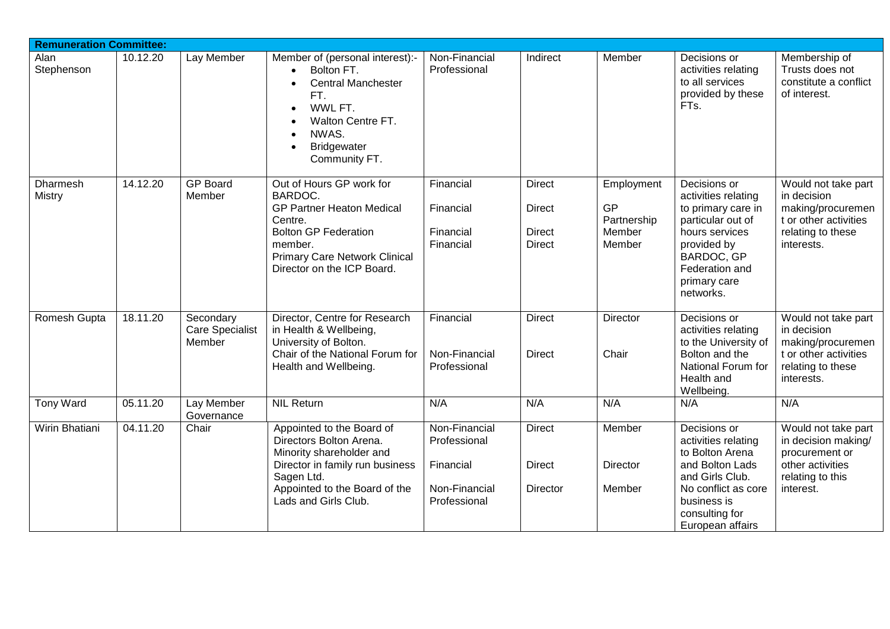| **Remuneration Committee:** | | | | | | | | |
|---|---|---|---|---|---|---|---|---|
| Alan Stephenson | 10.12.20 | Lay Member | Member of (personal interest):-<br>• Bolton FT.<br>• Central Manchester FT.<br>• WWL FT.<br>• Walton Centre FT.<br>• NWAS.<br>• Bridgewater Community FT. | Non-Financial Professional | Indirect | Member | Decisions or activities relating to all services provided by these FTs. | Membership of Trusts does not constitute a conflict of interest. |
| Dharmesh Mistry | 14.12.20 | GP Board Member | Out of Hours GP work for BARDOC.<br>GP Partner Heaton Medical Centre.<br>Bolton GP Federation member.<br>Primary Care Network Clinical Director on the ICP Board. | Financial<br>Financial<br>Financial<br>Financial | Direct<br>Direct<br>Direct<br>Direct | Employment<br>GP Partnership<br>Member<br>Member | Decisions or activities relating to primary care in particular out of hours services provided by BARDOC, GP Federation and primary care networks. | Would not take part in decision making/procurement or other activities relating to these interests. |
| Romesh Gupta | 18.11.20 | Secondary Care Specialist Member | Director, Centre for Research in Health & Wellbeing, University of Bolton.<br>Chair of the National Forum for Health and Wellbeing. | Financial<br>Non-Financial Professional | Direct<br>Direct | Director<br>Chair | Decisions or activities relating to the University of Bolton and the National Forum for Health and Wellbeing. | Would not take part in decision making/procurement or other activities relating to these interests. |
| Tony Ward | 05.11.20 | Lay Member Governance | NIL Return | N/A | N/A | N/A | N/A | N/A |
| Wirin Bhatiani | 04.11.20 | Chair | Appointed to the Board of Directors Bolton Arena.<br>Minority shareholder and Director in family run business Sagen Ltd.<br>Appointed to the Board of the Lads and Girls Club. | Non-Financial Professional<br>Financial<br>Non-Financial Professional | Direct<br>Direct<br>Director | Member<br>Director<br>Member | Decisions or activities relating to Bolton Arena and Bolton Lads and Girls Club. No conflict as core business is consulting for European affairs | Would not take part in decision making/ procurement or other activities relating to this interest. |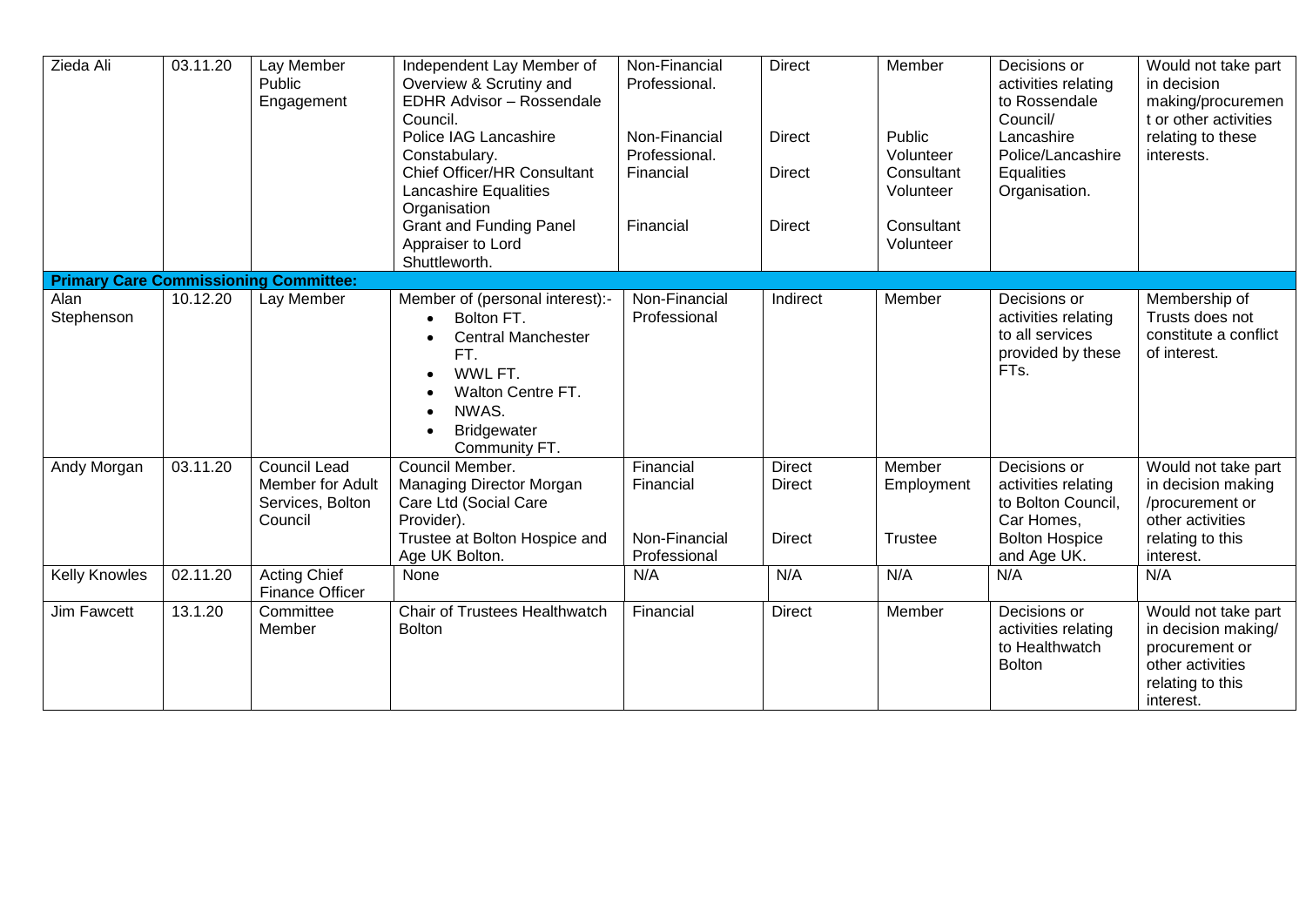| | | | | | | | | |
|---|---|---|---|---|---|---|---|---|
| Zieda Ali | 03.11.20 | Lay Member Public Engagement | Independent Lay Member of Overview & Scrutiny and EDHR Advisor – Rossendale Council.<br>Police IAG Lancashire Constabulary.<br>Chief Officer/HR Consultant Lancashire Equalities Organisation<br>Grant and Funding Panel Appraiser to Lord Shuttleworth. | Non-Financial Professional.<br>Non-Financial Professional.<br>Financial<br>Financial | Direct<br>Direct<br>Direct<br>Direct | Member<br>Public Volunteer<br>Consultant Volunteer<br>Consultant Volunteer | Decisions or activities relating to Rossendale Council/ Lancashire Police/Lancashire Equalities Organisation. | Would not take part in decision making/procurement or other activities relating to these interests. |
| **Primary Care Commissioning Committee:** | | | | | | | | |
| Alan Stephenson | 10.12.20 | Lay Member | Member of (personal interest):-<br>• Bolton FT.<br>• Central Manchester FT.<br>• WWL FT.<br>• Walton Centre FT.<br>• NWAS.<br>• Bridgewater Community FT. | Non-Financial Professional | Indirect | Member | Decisions or activities relating to all services provided by these FTs. | Membership of Trusts does not constitute a conflict of interest. |
| Andy Morgan | 03.11.20 | Council Lead Member for Adult Services, Bolton Council | Council Member.<br>Managing Director Morgan Care Ltd (Social Care Provider).<br>Trustee at Bolton Hospice and Age UK Bolton. | Financial<br>Financial<br>Non-Financial Professional | Direct<br>Direct<br>Direct | Member<br>Employment<br>Trustee | Decisions or activities relating to Bolton Council, Car Homes, Bolton Hospice and Age UK. | Would not take part in decision making /procurement or other activities relating to this interest. |
| Kelly Knowles | 02.11.20 | Acting Chief Finance Officer | None | N/A | N/A | N/A | N/A | N/A |
| Jim Fawcett | 13.1.20 | Committee Member | Chair of Trustees Healthwatch Bolton | Financial | Direct | Member | Decisions or activities relating to Healthwatch Bolton | Would not take part in decision making/ procurement or other activities relating to this interest. |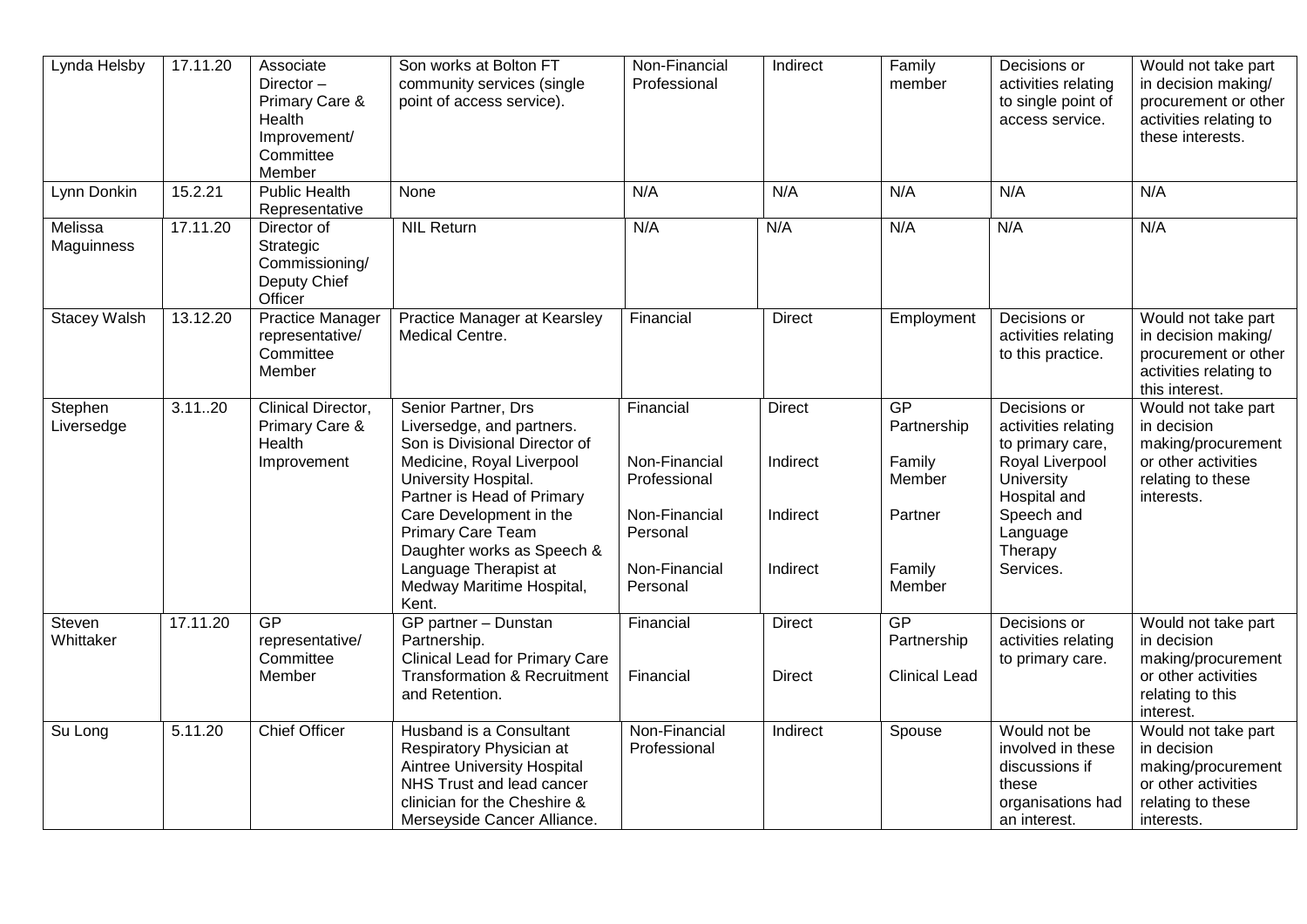| Lynda Helsby | 17.11.20 | Associate Director – Primary Care & Health Improvement/ Committee Member | Son works at Bolton FT community services (single point of access service). | Non-Financial Professional | Indirect | Family member | Decisions or activities relating to single point of access service. | Would not take part in decision making/ procurement or other activities relating to these interests. |
|---|---|---|---|---|---|---|---|---|
| Lynn Donkin | 15.2.21 | Public Health Representative | None | N/A | N/A | N/A | N/A | N/A |
| Melissa Maguinness | 17.11.20 | Director of Strategic Commissioning/ Deputy Chief Officer | NIL Return | N/A | N/A | N/A | N/A | N/A |
| Stacey Walsh | 13.12.20 | Practice Manager representative/ Committee Member | Practice Manager at Kearsley Medical Centre. | Financial | Direct | Employment | Decisions or activities relating to this practice. | Would not take part in decision making/ procurement or other activities relating to this interest. |
| Stephen Liversedge | 3.11..20 | Clinical Director, Primary Care & Health Improvement | Senior Partner, Drs Liversedge, and partners.<br>Son is Divisional Director of Medicine, Royal Liverpool University Hospital.<br>Partner is Head of Primary Care Development in the Primary Care Team<br>Daughter works as Speech & Language Therapist at Medway Maritime Hospital, Kent. | Financial<br><br>Non-Financial Professional<br><br>Non-Financial Personal<br><br>Non-Financial Personal | Direct<br><br>Indirect<br><br>Indirect<br><br>Indirect | GP Partnership<br><br>Family Member<br><br>Partner<br><br>Family Member | Decisions or activities relating to primary care, Royal Liverpool University Hospital and Speech and Language Therapy Services. | Would not take part in decision making/procurement or other activities relating to these interests. |
| Steven Whittaker | 17.11.20 | GP representative/ Committee Member | GP partner – Dunstan Partnership.<br>Clinical Lead for Primary Care Transformation & Recruitment and Retention. | Financial<br><br>Financial | Direct<br><br>Direct | GP Partnership<br><br>Clinical Lead | Decisions or activities relating to primary care. | Would not take part in decision making/procurement or other activities relating to this interest. |
| Su Long | 5.11.20 | Chief Officer | Husband is a Consultant Respiratory Physician at Aintree University Hospital NHS Trust and lead cancer clinician for the Cheshire & Merseyside Cancer Alliance. | Non-Financial Professional | Indirect | Spouse | Would not be involved in these discussions if these organisations had an interest. | Would not take part in decision making/procurement or other activities relating to these interests. |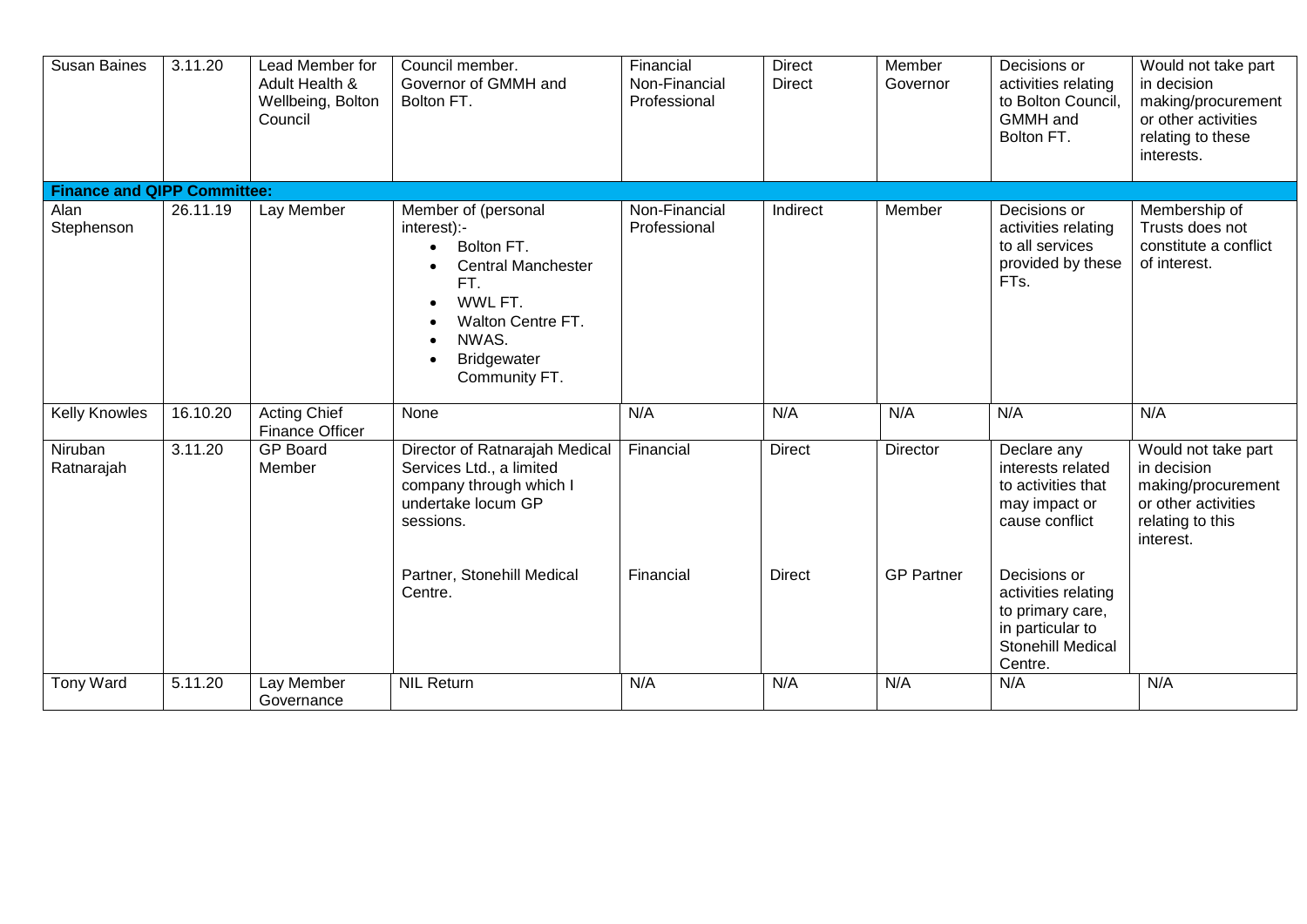| | | | | | | | | |
|---|---|---|---|---|---|---|---|---|
| Susan Baines | 3.11.20 | Lead Member for Adult Health & Wellbeing, Bolton Council | Council member.<br>Governor of GMMH and Bolton FT. | Financial<br>Non-Financial Professional | Direct<br>Direct | Member<br>Governor | Decisions or activities relating to Bolton Council, GMMH and Bolton FT. | Would not take part in decision making/procurement or other activities relating to these interests. |
| **Finance and QIPP Committee:** | | | | | | | | |
| Alan Stephenson | 26.11.19 | Lay Member | Member of (personal interest):-<br>• Bolton FT.<br>• Central Manchester FT.<br>• WWL FT.<br>• Walton Centre FT.<br>• NWAS.<br>• Bridgewater Community FT. | Non-Financial Professional | Indirect | Member | Decisions or activities relating to all services provided by these FTs. | Membership of Trusts does not constitute a conflict of interest. |
| Kelly Knowles | 16.10.20 | Acting Chief Finance Officer | None | N/A | N/A | N/A | N/A | N/A |
| Niruban Ratnarajah | 3.11.20 | GP Board Member | Director of Ratnarajah Medical Services Ltd., a limited company through which I undertake locum GP sessions. | Financial | Direct | Director | Declare any interests related to activities that may impact or cause conflict | Would not take part in decision making/procurement or other activities relating to this interest. |
| | | | Partner, Stonehill Medical Centre. | Financial | Direct | GP Partner | Decisions or activities relating to primary care, in particular to Stonehill Medical Centre. | |
| Tony Ward | 5.11.20 | Lay Member Governance | NIL Return | N/A | N/A | N/A | N/A | N/A |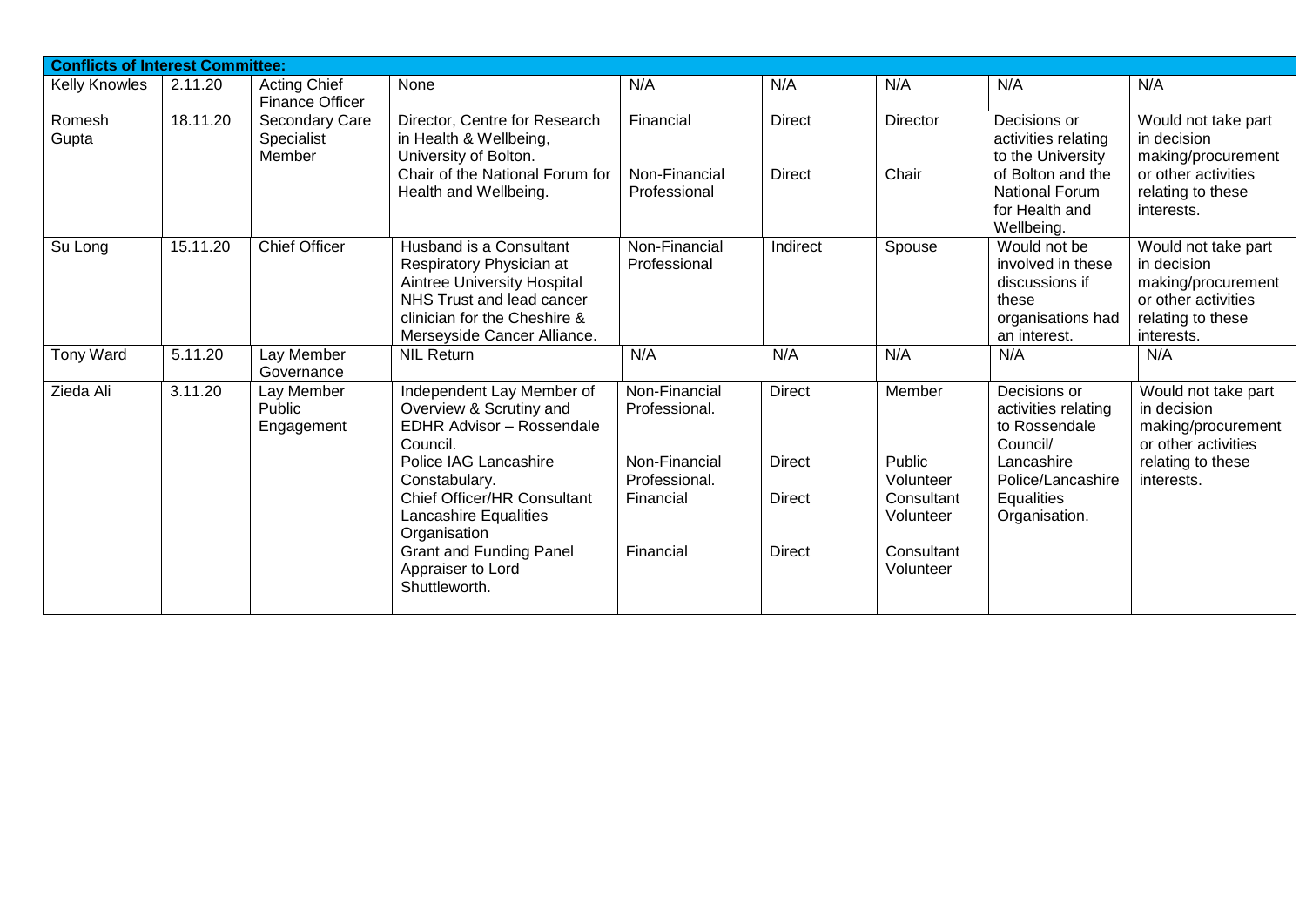| **Conflicts of Interest Committee:** | | | | | | | | |
|---|---|---|---|---|---|---|---|---|
| Kelly Knowles | 2.11.20 | Acting Chief Finance Officer | None | N/A | N/A | N/A | N/A | N/A |
| Romesh Gupta | 18.11.20 | Secondary Care Specialist Member | Director, Centre for Research in Health & Wellbeing, University of Bolton.<br>Chair of the National Forum for Health and Wellbeing. | Financial<br><br>Non-Financial Professional | Direct<br><br>Direct | Director<br><br>Chair | Decisions or activities relating to the University of Bolton and the National Forum for Health and Wellbeing. | Would not take part in decision making/procurement or other activities relating to these interests. |
| Su Long | 15.11.20 | Chief Officer | Husband is a Consultant Respiratory Physician at Aintree University Hospital NHS Trust and lead cancer clinician for the Cheshire & Merseyside Cancer Alliance. | Non-Financial Professional | Indirect | Spouse | Would not be involved in these discussions if these organisations had an interest. | Would not take part in decision making/procurement or other activities relating to these interests. |
| Tony Ward | 5.11.20 | Lay Member Governance | NIL Return | N/A | N/A | N/A | N/A | N/A |
| Zieda Ali | 3.11.20 | Lay Member Public Engagement | Independent Lay Member of Overview & Scrutiny and EDHR Advisor – Rossendale Council.<br>Police IAG Lancashire Constabulary.<br>Chief Officer/HR Consultant Lancashire Equalities Organisation<br>Grant and Funding Panel Appraiser to Lord Shuttleworth. | Non-Financial Professional.<br><br>Non-Financial Professional.<br>Financial<br><br>Financial | Direct<br><br>Direct<br>Direct<br><br>Direct | Member<br><br>Public Volunteer<br>Consultant Volunteer<br><br>Consultant Volunteer | Decisions or activities relating to Rossendale Council/ Lancashire Police/Lancashire Equalities Organisation. | Would not take part in decision making/procurement or other activities relating to these interests. |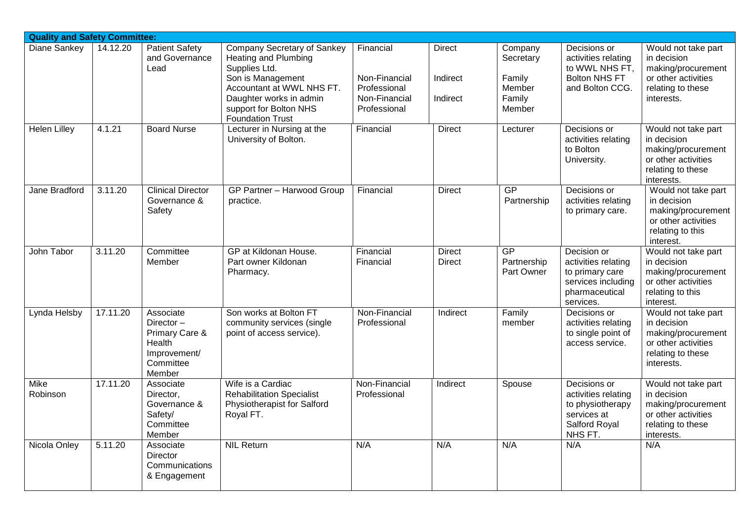| Quality and Safety Committee: | | | | | | | | |
|---|---|---|---|---|---|---|---|---|
| Diane Sankey | 14.12.20 | Patient Safety and Governance Lead | Company Secretary of Sankey Heating and Plumbing Supplies Ltd.<br>Son is Management Accountant at WWL NHS FT.<br>Daughter works in admin support for Bolton NHS Foundation Trust | Financial<br><br>Non-Financial Professional<br>Non-Financial Professional | Direct<br><br>Indirect<br><br>Indirect | Company Secretary<br><br>Family Member<br>Family Member | Decisions or activities relating to WWL NHS FT, Bolton NHS FT and Bolton CCG. | Would not take part in decision making/procurement or other activities relating to these interests. |
| Helen Lilley | 4.1.21 | Board Nurse | Lecturer in Nursing at the University of Bolton. | Financial | Direct | Lecturer | Decisions or activities relating to Bolton University. | Would not take part in decision making/procurement or other activities relating to these interests. |
| Jane Bradford | 3.11.20 | Clinical Director Governance & Safety | GP Partner – Harwood Group practice. | Financial | Direct | GP Partnership | Decisions or activities relating to primary care. | Would not take part in decision making/procurement or other activities relating to this interest. |
| John Tabor | 3.11.20 | Committee Member | GP at Kildonan House.<br>Part owner Kildonan Pharmacy. | Financial<br>Financial | Direct<br>Direct | GP Partnership<br>Part Owner | Decision or activities relating to primary care services including pharmaceutical services. | Would not take part in decision making/procurement or other activities relating to this interest. |
| Lynda Helsby | 17.11.20 | Associate Director – Primary Care & Health Improvement/ Committee Member | Son works at Bolton FT community services (single point of access service). | Non-Financial Professional | Indirect | Family member | Decisions or activities relating to single point of access service. | Would not take part in decision making/procurement or other activities relating to these interests. |
| Mike Robinson | 17.11.20 | Associate Director, Governance & Safety/ Committee Member | Wife is a Cardiac Rehabilitation Specialist Physiotherapist for Salford Royal FT. | Non-Financial Professional | Indirect | Spouse | Decisions or activities relating to physiotherapy services at Salford Royal NHS FT. | Would not take part in decision making/procurement or other activities relating to these interests. |
| Nicola Onley | 5.11.20 | Associate Director Communications & Engagement | NIL Return | N/A | N/A | N/A | N/A | N/A |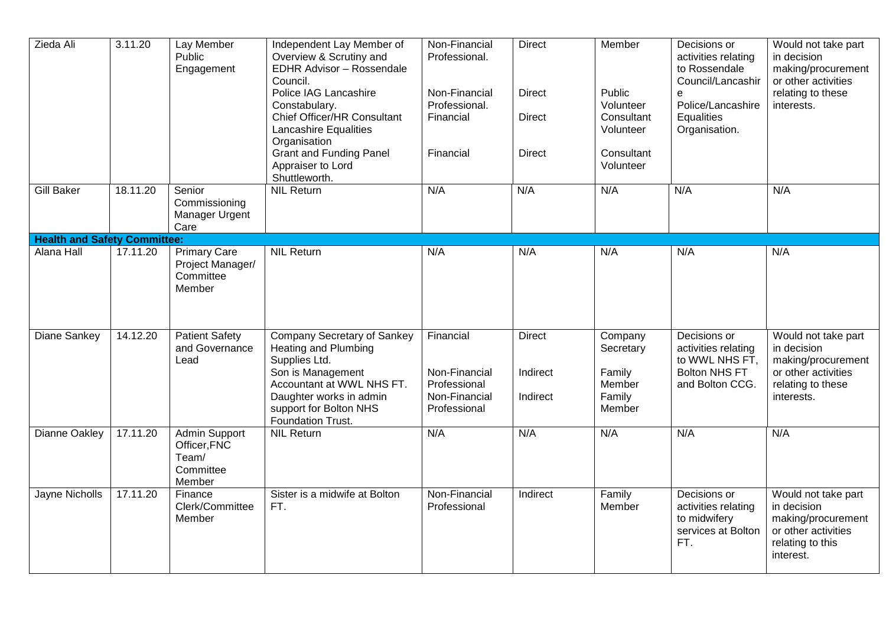| | | | | | | | | |
|---|---|---|---|---|---|---|---|---|
| Zieda Ali | 3.11.20 | Lay Member Public Engagement | Independent Lay Member of Overview & Scrutiny and EDHR Advisor – Rossendale Council.<br>Police IAG Lancashire Constabulary.<br>Chief Officer/HR Consultant Lancashire Equalities Organisation<br>Grant and Funding Panel Appraiser to Lord Shuttleworth. | Non-Financial Professional.<br><br>Non-Financial Professional.<br>Financial<br><br>Financial | Direct<br><br>Direct<br><br>Direct<br><br>Direct | Member<br><br>Public Volunteer<br>Consultant Volunteer<br><br>Consultant Volunteer | Decisions or activities relating to Rossendale Council/Lancashire Police/Lancashire Equalities Organisation. | Would not take part in decision making/procurement or other activities relating to these interests. |
| Gill Baker | 18.11.20 | Senior Commissioning Manager Urgent Care | NIL Return | N/A | N/A | N/A | N/A | N/A |
| **Health and Safety Committee:** | | | | | | | | |
| Alana Hall | 17.11.20 | Primary Care Project Manager/ Committee Member | NIL Return | N/A | N/A | N/A | N/A | N/A |
| Diane Sankey | 14.12.20 | Patient Safety and Governance Lead | Company Secretary of Sankey Heating and Plumbing Supplies Ltd.<br>Son is Management Accountant at WWL NHS FT.<br>Daughter works in admin support for Bolton NHS Foundation Trust. | Financial<br><br>Non-Financial Professional<br>Non-Financial Professional | Direct<br><br>Indirect<br><br>Indirect | Company Secretary<br>Family Member<br>Family Member | Decisions or activities relating to WWL NHS FT, Bolton NHS FT and Bolton CCG. | Would not take part in decision making/procurement or other activities relating to these interests. |
| Dianne Oakley | 17.11.20 | Admin Support Officer, FNC Team/ Committee Member | NIL Return | N/A | N/A | N/A | N/A | N/A |
| Jayne Nicholls | 17.11.20 | Finance Clerk/Committee Member | Sister is a midwife at Bolton FT. | Non-Financial Professional | Indirect | Family Member | Decisions or activities relating to midwifery services at Bolton FT. | Would not take part in decision making/procurement or other activities relating to this interest. |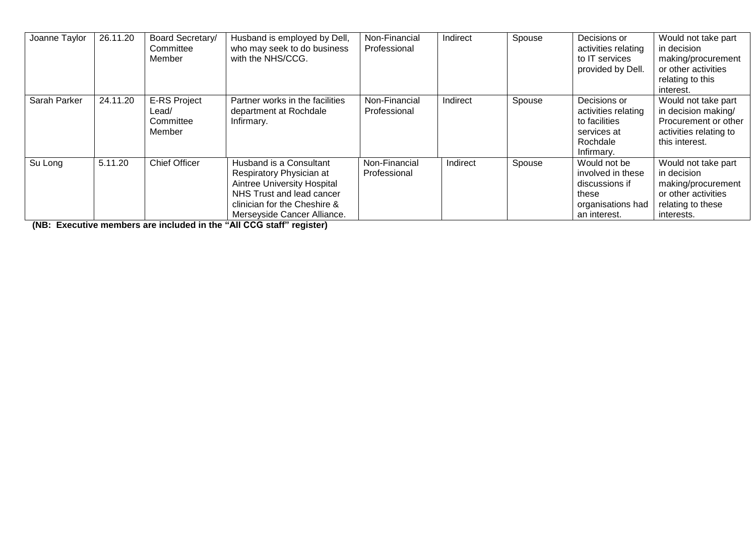| | | | | | | | | |
|---|---|---|---|---|---|---|---|---|
| Joanne Taylor | 26.11.20 | Board Secretary/ Committee Member | Husband is employed by Dell, who may seek to do business with the NHS/CCG. | Non-Financial Professional | Indirect | Spouse | Decisions or activities relating to IT services provided by Dell. | Would not take part in decision making/procurement or other activities relating to this interest. |
| Sarah Parker | 24.11.20 | E-RS Project Lead/ Committee Member | Partner works in the facilities department at Rochdale Infirmary. | Non-Financial Professional | Indirect | Spouse | Decisions or activities relating to facilities services at Rochdale Infirmary. | Would not take part in decision making/ Procurement or other activities relating to this interest. |
| Su Long | 5.11.20 | Chief Officer | Husband is a Consultant Respiratory Physician at Aintree University Hospital NHS Trust and lead cancer clinician for the Cheshire & Merseyside Cancer Alliance. | Non-Financial Professional | Indirect | Spouse | Would not be involved in these discussions if these organisations had an interest. | Would not take part in decision making/procurement or other activities relating to these interests. |

**(NB: Executive members are included in the "All CCG staff" register)**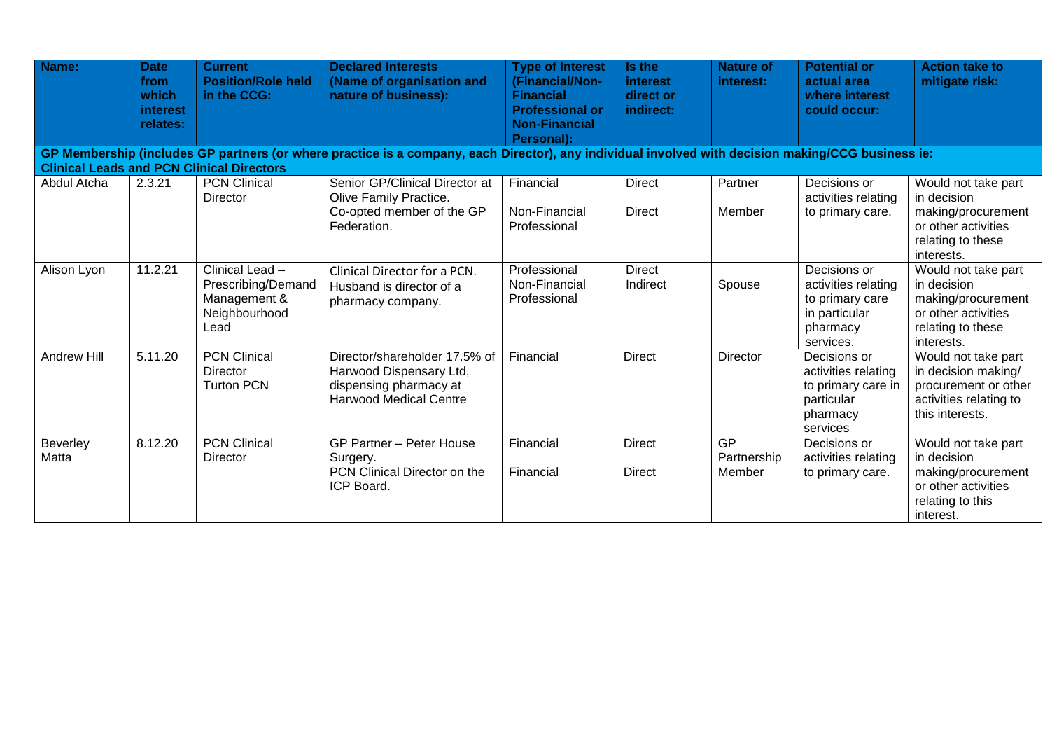| Name: | Date from which interest relates: | Current Position/Role held in the CCG: | Declared Interests (Name of organisation and nature of business): | Type of Interest (Financial/Non-Financial Professional or Non-Financial Personal): | Is the interest direct or indirect: | Nature of interest: | Potential or actual area where interest could occur: | Action take to mitigate risk: |
|---|---|---|---|---|---|---|---|---|
| **GP Membership (includes GP partners (or where practice is a company, each Director), any individual involved with decision making/CCG business ie: Clinical Leads and PCN Clinical Directors** | | | | | | | | |
| Abdul Atcha | 2.3.21 | PCN Clinical Director | Senior GP/Clinical Director at Olive Family Practice.<br>Co-opted member of the GP Federation. | Financial<br><br>Non-Financial Professional | Direct<br><br>Direct | Partner<br><br>Member | Decisions or activities relating to primary care. | Would not take part in decision making/procurement or other activities relating to these interests. |
| Alison Lyon | 11.2.21 | Clinical Lead – Prescribing/Demand Management & Neighbourhood Lead | Clinical Director for a PCN.<br>Husband is director of a pharmacy company. | Professional<br>Non-Financial Professional | Direct<br>Indirect | <br>Spouse | Decisions or activities relating to primary care in particular pharmacy services. | Would not take part in decision making/procurement or other activities relating to these interests. |
| Andrew Hill | 5.11.20 | PCN Clinical Director<br>Turton PCN | Director/shareholder 17.5% of Harwood Dispensary Ltd, dispensing pharmacy at Harwood Medical Centre | Financial | Direct | Director | Decisions or activities relating to primary care in particular pharmacy services | Would not take part in decision making/ procurement or other activities relating to this interests. |
| Beverley Matta | 8.12.20 | PCN Clinical Director | GP Partner – Peter House Surgery.<br>PCN Clinical Director on the ICP Board. | Financial<br><br>Financial | Direct<br><br>Direct | GP Partnership Member | Decisions or activities relating to primary care. | Would not take part in decision making/procurement or other activities relating to this interest. |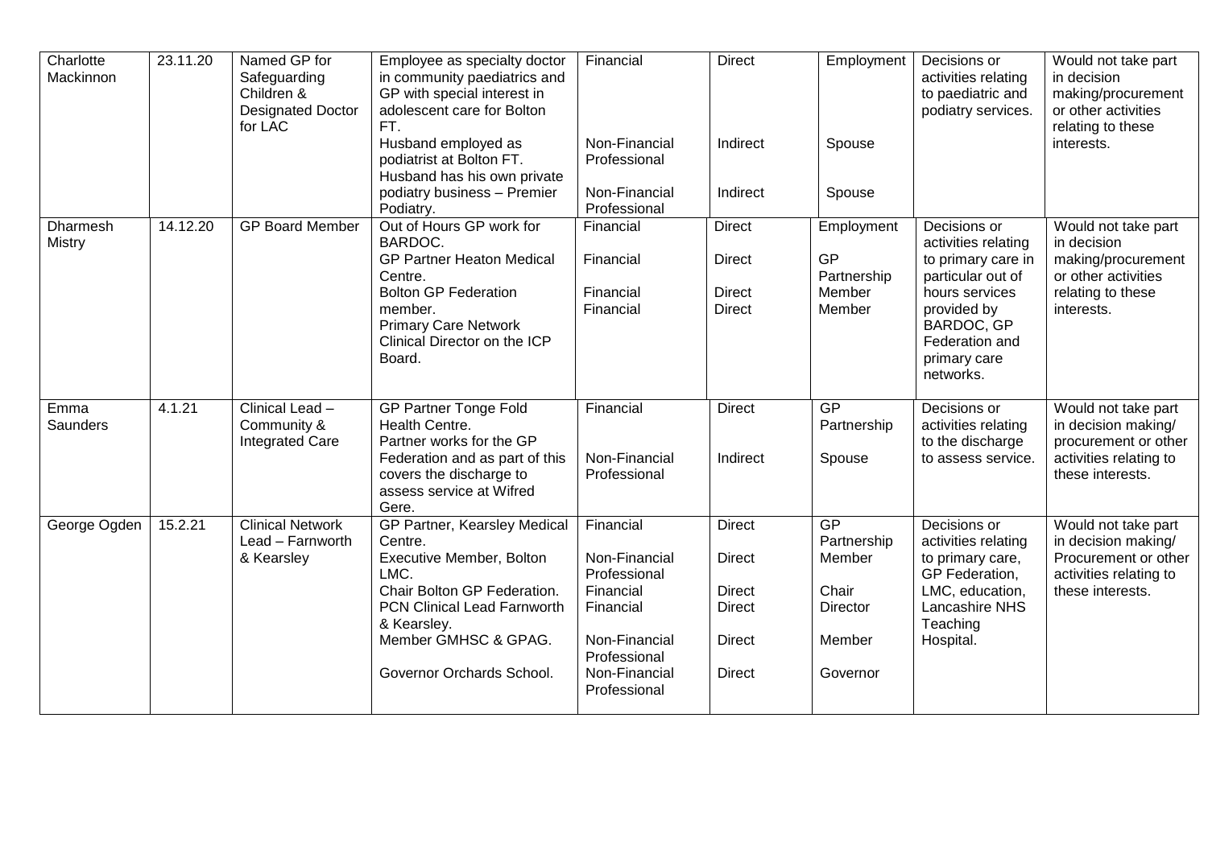| Charlotte Mackinnon | 23.11.20 | Named GP for Safeguarding Children & Designated Doctor for LAC | Employee as specialty doctor in community paediatrics and GP with special interest in adolescent care for Bolton FT.<br>Husband employed as podiatrist at Bolton FT.<br>Husband has his own private podiatry business – Premier Podiatry. | Financial<br><br>Non-Financial Professional<br>Non-Financial Professional | Direct<br><br>Indirect<br><br>Indirect | Employment<br><br>Spouse<br><br>Spouse | Decisions or activities relating to paediatric and podiatry services. | Would not take part in decision making/procurement or other activities relating to these interests. |
|---|---|---|---|---|---|---|---|---|
| Dharmesh Mistry | 14.12.20 | GP Board Member | Out of Hours GP work for BARDOC.<br>GP Partner Heaton Medical Centre.<br>Bolton GP Federation member.<br>Primary Care Network Clinical Director on the ICP Board. | Financial<br><br>Financial<br><br>Financial<br>Financial | Direct<br><br>Direct<br><br>Direct<br>Direct | Employment<br><br>GP Partnership<br>Member<br>Member | Decisions or activities relating to primary care in particular out of hours services provided by BARDOC, GP Federation and primary care networks. | Would not take part in decision making/procurement or other activities relating to these interests. |
| Emma Saunders | 4.1.21 | Clinical Lead – Community & Integrated Care | GP Partner Tonge Fold Health Centre.<br>Partner works for the GP Federation and as part of this covers the discharge to assess service at Wifred Gere. | Financial<br><br>Non-Financial Professional | Direct<br><br>Indirect | GP Partnership<br><br>Spouse | Decisions or activities relating to the discharge to assess service. | Would not take part in decision making/ procurement or other activities relating to these interests. |
| George Ogden | 15.2.21 | Clinical Network Lead – Farnworth & Kearsley | GP Partner, Kearsley Medical Centre.<br>Executive Member, Bolton LMC.<br>Chair Bolton GP Federation.<br>PCN Clinical Lead Farnworth & Kearsley.<br>Member GMHSC & GPAG.<br><br>Governor Orchards School. | Financial<br><br>Non-Financial Professional<br>Financial<br>Financial<br><br>Non-Financial Professional<br>Non-Financial Professional | Direct<br><br>Direct<br><br>Direct<br>Direct<br><br>Direct<br><br>Direct | GP Partnership<br>Member<br><br>Chair<br>Director<br><br>Member<br><br>Governor | Decisions or activities relating to primary care, GP Federation, LMC, education, Lancashire NHS Teaching Hospital. | Would not take part in decision making/ Procurement or other activities relating to these interests. |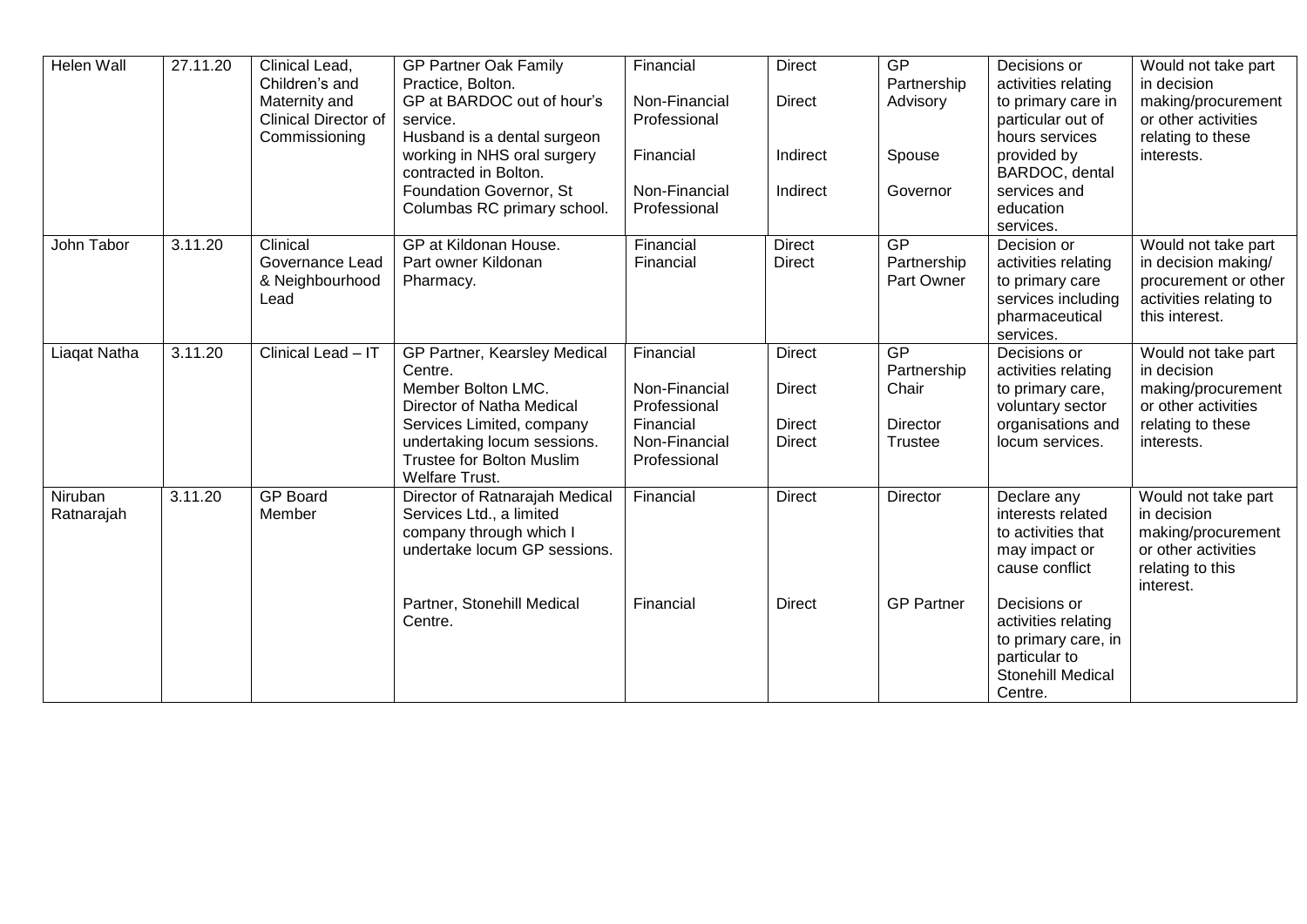| Helen Wall | 27.11.20 | Clinical Lead, Children's and Maternity and Clinical Director of Commissioning | GP Partner Oak Family Practice, Bolton.<br>GP at BARDOC out of hour's service.<br>Husband is a dental surgeon working in NHS oral surgery contracted in Bolton.<br>Foundation Governor, St Columbas RC primary school. | Financial<br><br>Non-Financial Professional<br><br>Financial<br><br>Non-Financial Professional | Direct<br><br>Direct<br><br>Indirect<br><br>Indirect | GP Partnership<br>Advisory<br><br>Spouse<br><br>Governor | Decisions or activities relating to primary care in particular out of hours services provided by BARDOC, dental services and education services. | Would not take part in decision making/procurement or other activities relating to these interests. |
|---|---|---|---|---|---|---|---|---|
| John Tabor | 3.11.20 | Clinical Governance Lead & Neighbourhood Lead | GP at Kildonan House.<br>Part owner Kildonan Pharmacy. | Financial<br>Financial | Direct<br>Direct | GP Partnership<br>Part Owner | Decision or activities relating to primary care services including pharmaceutical services. | Would not take part in decision making/ procurement or other activities relating to this interest. |
| Liaqat Natha | 3.11.20 | Clinical Lead – IT | GP Partner, Kearsley Medical Centre.<br>Member Bolton LMC.<br>Director of Natha Medical Services Limited, company undertaking locum sessions.<br>Trustee for Bolton Muslim Welfare Trust. | Financial<br><br>Non-Financial Professional<br>Financial<br>Non-Financial Professional | Direct<br><br>Direct<br><br>Direct<br>Direct | GP Partnership<br>Chair<br><br>Director<br>Trustee | Decisions or activities relating to primary care, voluntary sector organisations and locum services. | Would not take part in decision making/procurement or other activities relating to these interests. |
| Niruban Ratnarajah | 3.11.20 | GP Board Member | Director of Ratnarajah Medical Services Ltd., a limited company through which I undertake locum GP sessions.<br><br>Partner, Stonehill Medical Centre. | Financial<br><br><br><br>Financial | Direct<br><br><br><br>Direct | Director<br><br><br><br>GP Partner | Declare any interests related to activities that may impact or cause conflict<br><br>Decisions or activities relating to primary care, in particular to Stonehill Medical Centre. | Would not take part in decision making/procurement or other activities relating to this interest. |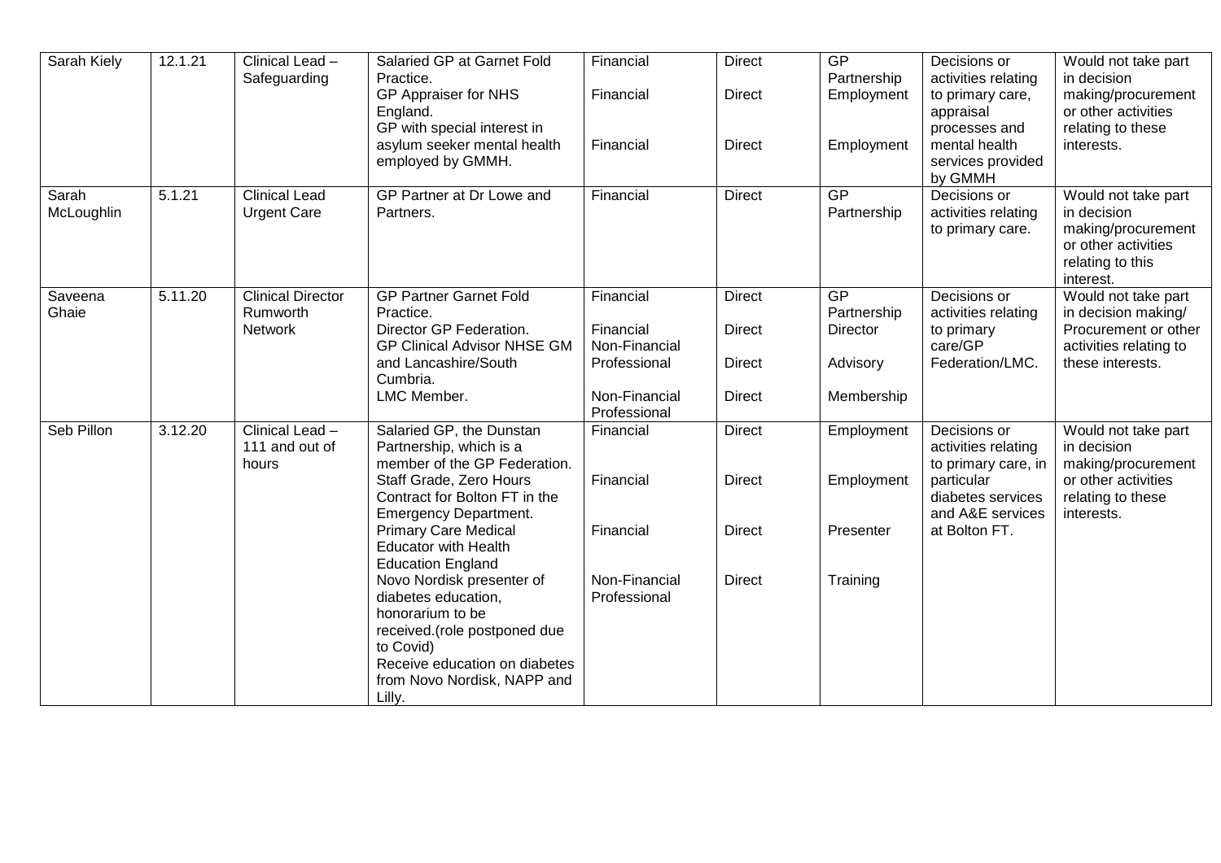| Sarah Kiely | 12.1.21 | Clinical Lead – Safeguarding | Salaried GP at Garnet Fold Practice.<br>GP Appraiser for NHS England.<br>GP with special interest in asylum seeker mental health employed by GMMH. | Financial<br>Financial<br>Financial | Direct<br>Direct<br>Direct | GP Partnership<br>Employment<br>Employment | Decisions or activities relating to primary care, appraisal processes and mental health services provided by GMMH | Would not take part in decision making/procurement or other activities relating to these interests. |
|---|---|---|---|---|---|---|---|---|
| Sarah McLoughlin | 5.1.21 | Clinical Lead Urgent Care | GP Partner at Dr Lowe and Partners. | Financial | Direct | GP Partnership | Decisions or activities relating to primary care. | Would not take part in decision making/procurement or other activities relating to this interest. |
| Saveena Ghaie | 5.11.20 | Clinical Director Rumworth Network | GP Partner Garnet Fold Practice.<br>Director GP Federation.<br>GP Clinical Advisor NHSE GM and Lancashire/South Cumbria.<br>LMC Member. | Financial<br>Financial<br>Non-Financial Professional<br>Non-Financial Professional | Direct<br>Direct<br>Direct<br>Direct | GP Partnership<br>Director<br>Advisory<br>Membership | Decisions or activities relating to primary care/GP Federation/LMC. | Would not take part in decision making/ Procurement or other activities relating to these interests. |
| Seb Pillon | 3.12.20 | Clinical Lead – 111 and out of hours | Salaried GP, the Dunstan Partnership, which is a member of the GP Federation.<br>Staff Grade, Zero Hours Contract for Bolton FT in the Emergency Department.<br>Primary Care Medical Educator with Health Education England<br>Novo Nordisk presenter of diabetes education, honorarium to be received.(role postponed due to Covid)<br>Receive education on diabetes from Novo Nordisk, NAPP and Lilly. | Financial<br>Financial<br>Financial<br>Non-Financial Professional | Direct<br>Direct<br>Direct<br>Direct | Employment<br>Employment<br>Presenter<br>Training | Decisions or activities relating to primary care, in particular diabetes services and A&E services at Bolton FT. | Would not take part in decision making/procurement or other activities relating to these interests. |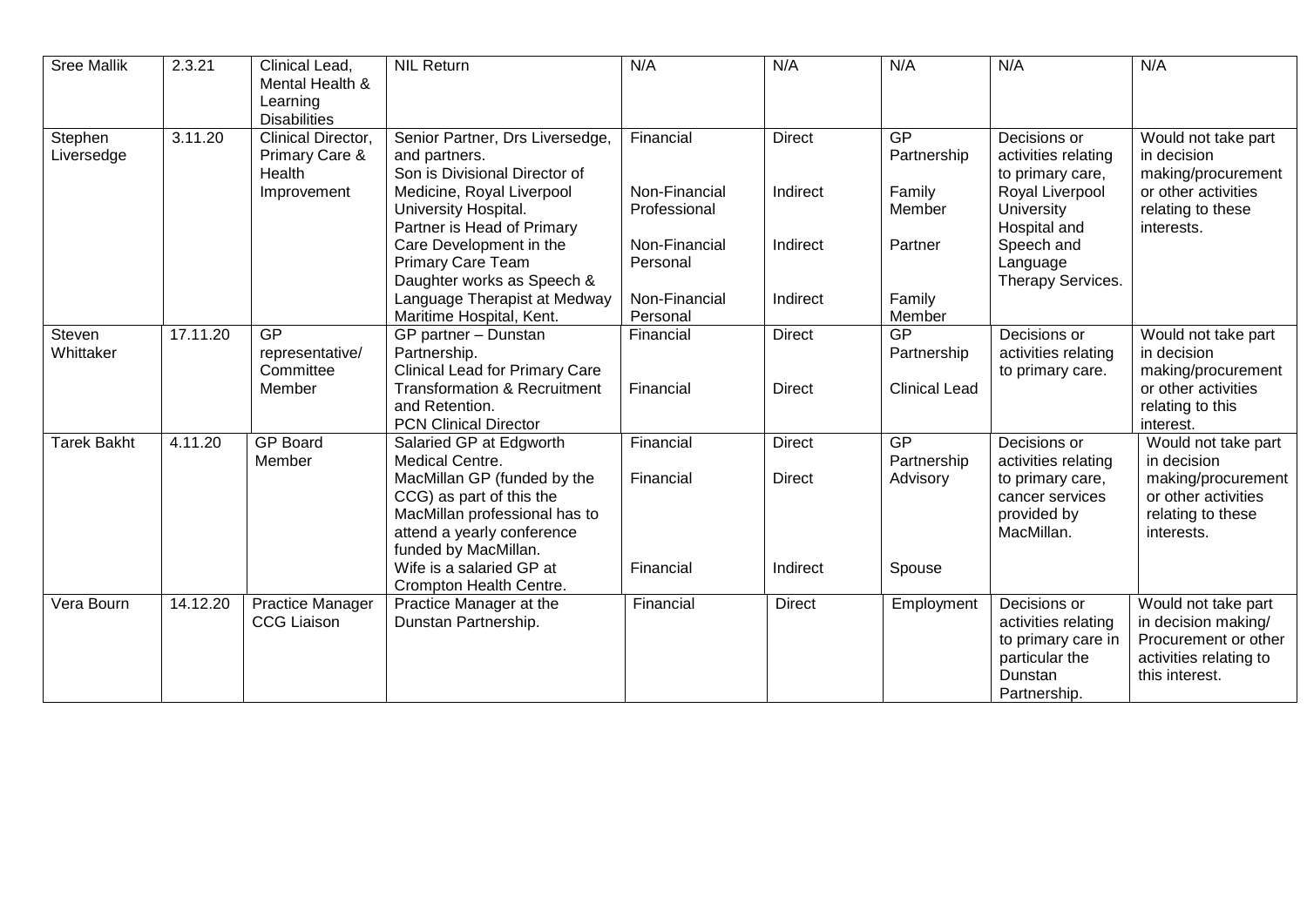| Sree Mallik | 2.3.21 | Clinical Lead, Mental Health & Learning Disabilities | NIL Return | N/A | N/A | N/A | N/A | N/A |
|---|---|---|---|---|---|---|---|---|
| Stephen Liversedge | 3.11.20 | Clinical Director, Primary Care & Health Improvement | Senior Partner, Drs Liversedge, and partners.<br>Son is Divisional Director of Medicine, Royal Liverpool University Hospital.<br>Partner is Head of Primary Care Development in the Primary Care Team<br>Daughter works as Speech & Language Therapist at Medway Maritime Hospital, Kent. | Financial<br><br>Non-Financial Professional<br><br>Non-Financial Personal<br><br>Non-Financial Personal | Direct<br><br>Indirect<br><br>Indirect<br><br>Indirect | GP Partnership<br><br>Family Member<br><br>Partner<br><br>Family Member | Decisions or activities relating to primary care, Royal Liverpool University Hospital and Speech and Language Therapy Services. | Would not take part in decision making/procurement or other activities relating to these interests. |
| Steven Whittaker | 17.11.20 | GP representative/ Committee Member | GP partner – Dunstan Partnership.<br>Clinical Lead for Primary Care Transformation & Recruitment and Retention.<br>PCN Clinical Director | Financial<br><br>Financial | Direct<br><br>Direct | GP Partnership<br><br>Clinical Lead | Decisions or activities relating to primary care. | Would not take part in decision making/procurement or other activities relating to this interest. |
| Tarek Bakht | 4.11.20 | GP Board Member | Salaried GP at Edgworth Medical Centre.<br>MacMillan GP (funded by the CCG) as part of this the MacMillan professional has to attend a yearly conference funded by MacMillan.<br>Wife is a salaried GP at Crompton Health Centre. | Financial<br><br>Financial<br><br>Financial | Direct<br><br>Direct<br><br>Indirect | GP Partnership<br><br>Advisory<br><br>Spouse | Decisions or activities relating to primary care, cancer services provided by MacMillan. | Would not take part in decision making/procurement or other activities relating to these interests. |
| Vera Bourn | 14.12.20 | Practice Manager CCG Liaison | Practice Manager at the Dunstan Partnership. | Financial | Direct | Employment | Decisions or activities relating to primary care in particular the Dunstan Partnership. | Would not take part in decision making/ Procurement or other activities relating to this interest. |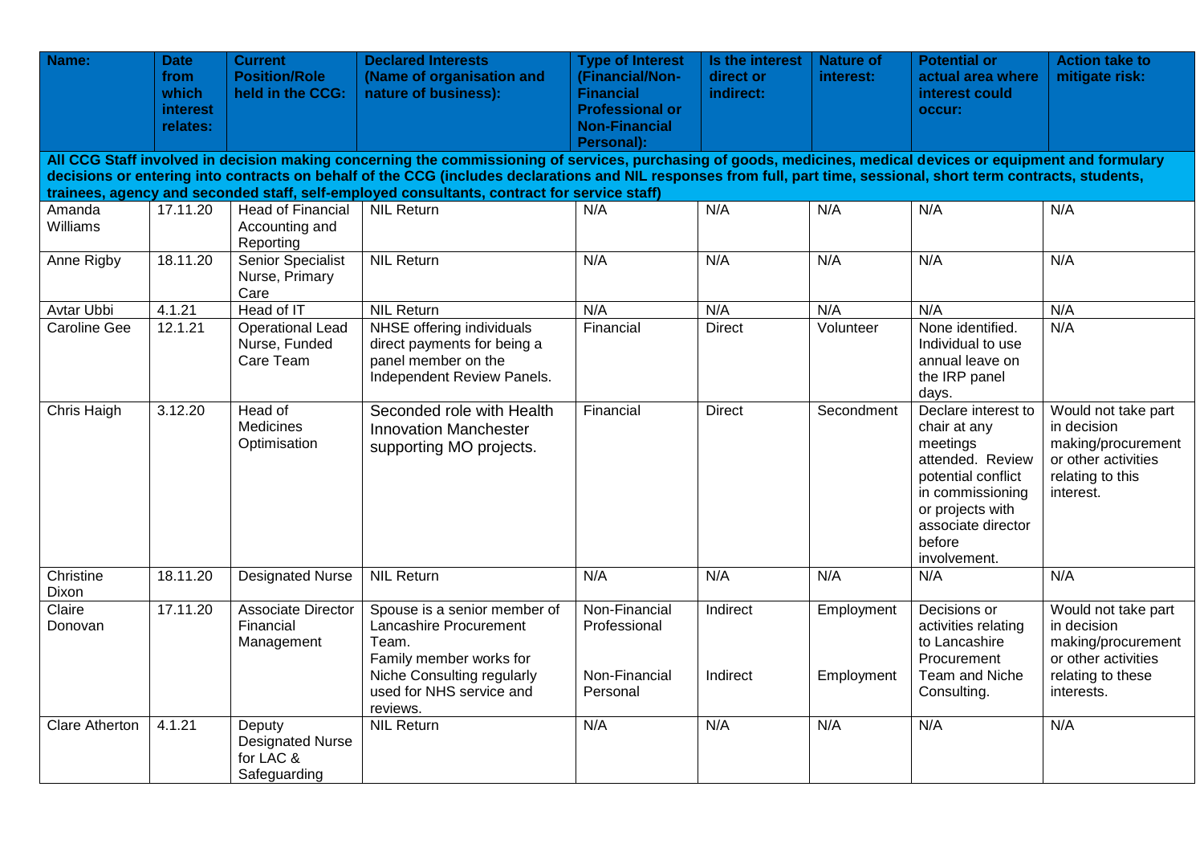| Name: | Date from which interest relates: | Current Position/Role held in the CCG: | Declared Interests (Name of organisation and nature of business): | Type of Interest (Financial/Non-Financial Professional or Non-Financial Personal): | Is the interest direct or indirect: | Nature of interest: | Potential or actual area where interest could occur: | Action take to mitigate risk: |
|---|---|---|---|---|---|---|---|---|
| **All CCG Staff involved in decision making concerning the commissioning of services, purchasing of goods, medicines, medical devices or equipment and formulary decisions or entering into contracts on behalf of the CCG (includes declarations and NIL responses from full, part time, sessional, short term contracts, students, trainees, agency and seconded staff, self-employed consultants, contract for service staff)** | | | | | | | | |
| Amanda Williams | 17.11.20 | Head of Financial Accounting and Reporting | NIL Return | N/A | N/A | N/A | N/A | N/A |
| Anne Rigby | 18.11.20 | Senior Specialist Nurse, Primary Care | NIL Return | N/A | N/A | N/A | N/A | N/A |
| Avtar Ubbi | 4.1.21 | Head of IT | NIL Return | N/A | N/A | N/A | N/A | N/A |
| Caroline Gee | 12.1.21 | Operational Lead Nurse, Funded Care Team | NHSE offering individuals direct payments for being a panel member on the Independent Review Panels. | Financial | Direct | Volunteer | None identified. Individual to use annual leave on the IRP panel days. | N/A |
| Chris Haigh | 3.12.20 | Head of Medicines Optimisation | Seconded role with Health Innovation Manchester supporting MO projects. | Financial | Direct | Secondment | Declare interest to chair at any meetings attended. Review potential conflict in commissioning or projects with associate director before involvement. | Would not take part in decision making/procurement or other activities relating to this interest. |
| Christine Dixon | 18.11.20 | Designated Nurse | NIL Return | N/A | N/A | N/A | N/A | N/A |
| Claire Donovan | 17.11.20 | Associate Director Financial Management | Spouse is a senior member of Lancashire Procurement Team.<br>Family member works for Niche Consulting regularly used for NHS service and reviews. | Non-Financial Professional<br><br>Non-Financial Personal | Indirect<br><br>Indirect | Employment<br><br>Employment | Decisions or activities relating to Lancashire Procurement Team and Niche Consulting. | Would not take part in decision making/procurement or other activities relating to these interests. |
| Clare Atherton | 4.1.21 | Deputy Designated Nurse for LAC & Safeguarding | NIL Return | N/A | N/A | N/A | N/A | N/A |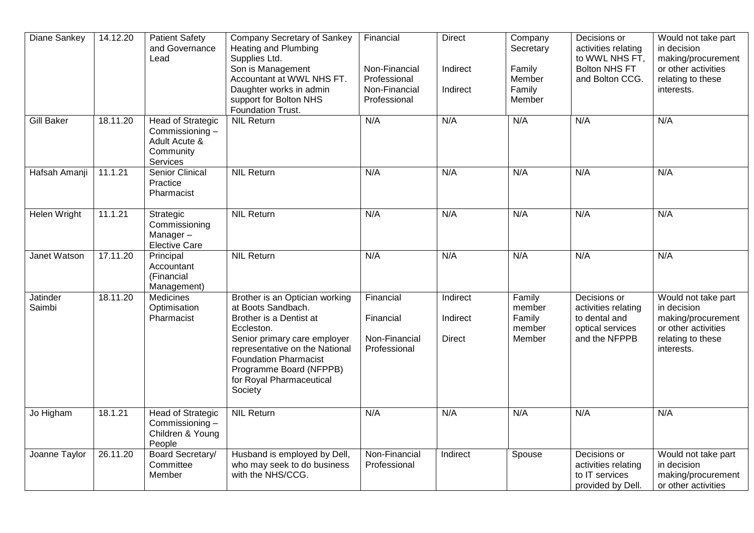| Diane Sankey | 14.12.20 | Patient Safety and Governance Lead | Company Secretary of Sankey Heating and Plumbing Supplies Ltd.<br>Son is Management Accountant at WWL NHS FT.<br>Daughter works in admin support for Bolton NHS Foundation Trust. | Financial<br><br>Non-Financial Professional<br>Non-Financial Professional | Direct<br><br>Indirect<br><br>Indirect | Company Secretary<br><br>Family Member<br>Family Member | Decisions or activities relating to WWL NHS FT, Bolton NHS FT and Bolton CCG. | Would not take part in decision making/procurement or other activities relating to these interests. |
|---|---|---|---|---|---|---|---|---|
| Gill Baker | 18.11.20 | Head of Strategic Commissioning – Adult Acute & Community Services | NIL Return | N/A | N/A | N/A | N/A | N/A |
| Hafsah Amanji | 11.1.21 | Senior Clinical Practice Pharmacist | NIL Return | N/A | N/A | N/A | N/A | N/A |
| Helen Wright | 11.1.21 | Strategic Commissioning Manager – Elective Care | NIL Return | N/A | N/A | N/A | N/A | N/A |
| Janet Watson | 17.11.20 | Principal Accountant (Financial Management) | NIL Return | N/A | N/A | N/A | N/A | N/A |
| Jatinder Saimbi | 18.11.20 | Medicines Optimisation Pharmacist | Brother is an Optician working at Boots Sandbach.<br>Brother is a Dentist at Eccleston.<br>Senior primary care employer representative on the National Foundation Pharmacist Programme Board (NFPPB) for Royal Pharmaceutical Society | Financial<br><br>Financial<br><br>Non-Financial Professional | Indirect<br><br>Indirect<br><br>Direct | Family member<br>Family member<br>Member | Decisions or activities relating to dental and optical services and the NFPPB | Would not take part in decision making/procurement or other activities relating to these interests. |
| Jo Higham | 18.1.21 | Head of Strategic Commissioning – Children & Young People | NIL Return | N/A | N/A | N/A | N/A | N/A |
| Joanne Taylor | 26.11.20 | Board Secretary/ Committee Member | Husband is employed by Dell, who may seek to do business with the NHS/CCG. | Non-Financial Professional | Indirect | Spouse | Decisions or activities relating to IT services provided by Dell. | Would not take part in decision making/procurement or other activities |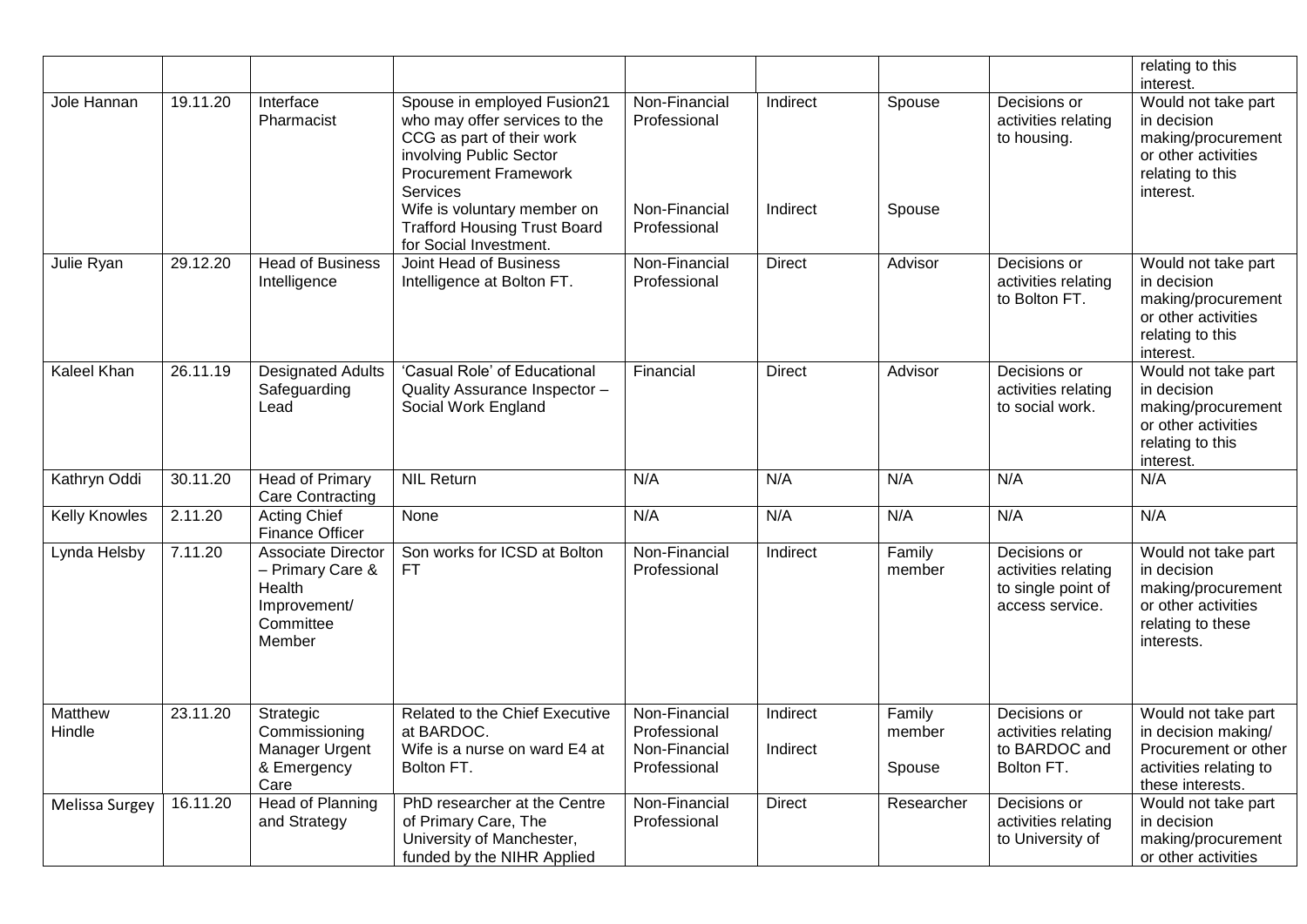| | | | | | | | | relating to this interest. |
|---|---|---|---|---|---|---|---|---|
| Jole Hannan | 19.11.20 | Interface Pharmacist | Spouse in employed Fusion21 who may offer services to the CCG as part of their work involving Public Sector Procurement Framework Services<br>Wife is voluntary member on Trafford Housing Trust Board for Social Investment. | Non-Financial Professional<br><br>Non-Financial Professional | Indirect<br><br>Indirect | Spouse<br><br>Spouse | Decisions or activities relating to housing. | Would not take part in decision making/procurement or other activities relating to this interest. |
| Julie Ryan | 29.12.20 | Head of Business Intelligence | Joint Head of Business Intelligence at Bolton FT. | Non-Financial Professional | Direct | Advisor | Decisions or activities relating to Bolton FT. | Would not take part in decision making/procurement or other activities relating to this interest. |
| Kaleel Khan | 26.11.19 | Designated Adults Safeguarding Lead | 'Casual Role' of Educational Quality Assurance Inspector – Social Work England | Financial | Direct | Advisor | Decisions or activities relating to social work. | Would not take part in decision making/procurement or other activities relating to this interest. |
| Kathryn Oddi | 30.11.20 | Head of Primary Care Contracting | NIL Return | N/A | N/A | N/A | N/A | N/A |
| Kelly Knowles | 2.11.20 | Acting Chief Finance Officer | None | N/A | N/A | N/A | N/A | N/A |
| Lynda Helsby | 7.11.20 | Associate Director – Primary Care & Health Improvement/ Committee Member | Son works for ICSD at Bolton FT | Non-Financial Professional | Indirect | Family member | Decisions or activities relating to single point of access service. | Would not take part in decision making/procurement or other activities relating to these interests. |
| Matthew Hindle | 23.11.20 | Strategic Commissioning Manager Urgent & Emergency Care | Related to the Chief Executive at BARDOC.<br>Wife is a nurse on ward E4 at Bolton FT. | Non-Financial Professional<br>Non-Financial Professional | Indirect<br><br>Indirect | Family member<br><br>Spouse | Decisions or activities relating to BARDOC and Bolton FT. | Would not take part in decision making/ Procurement or other activities relating to these interests. |
| Melissa Surgey | 16.11.20 | Head of Planning and Strategy | PhD researcher at the Centre of Primary Care, The University of Manchester, funded by the NIHR Applied | Non-Financial Professional | Direct | Researcher | Decisions or activities relating to University of | Would not take part in decision making/procurement or other activities |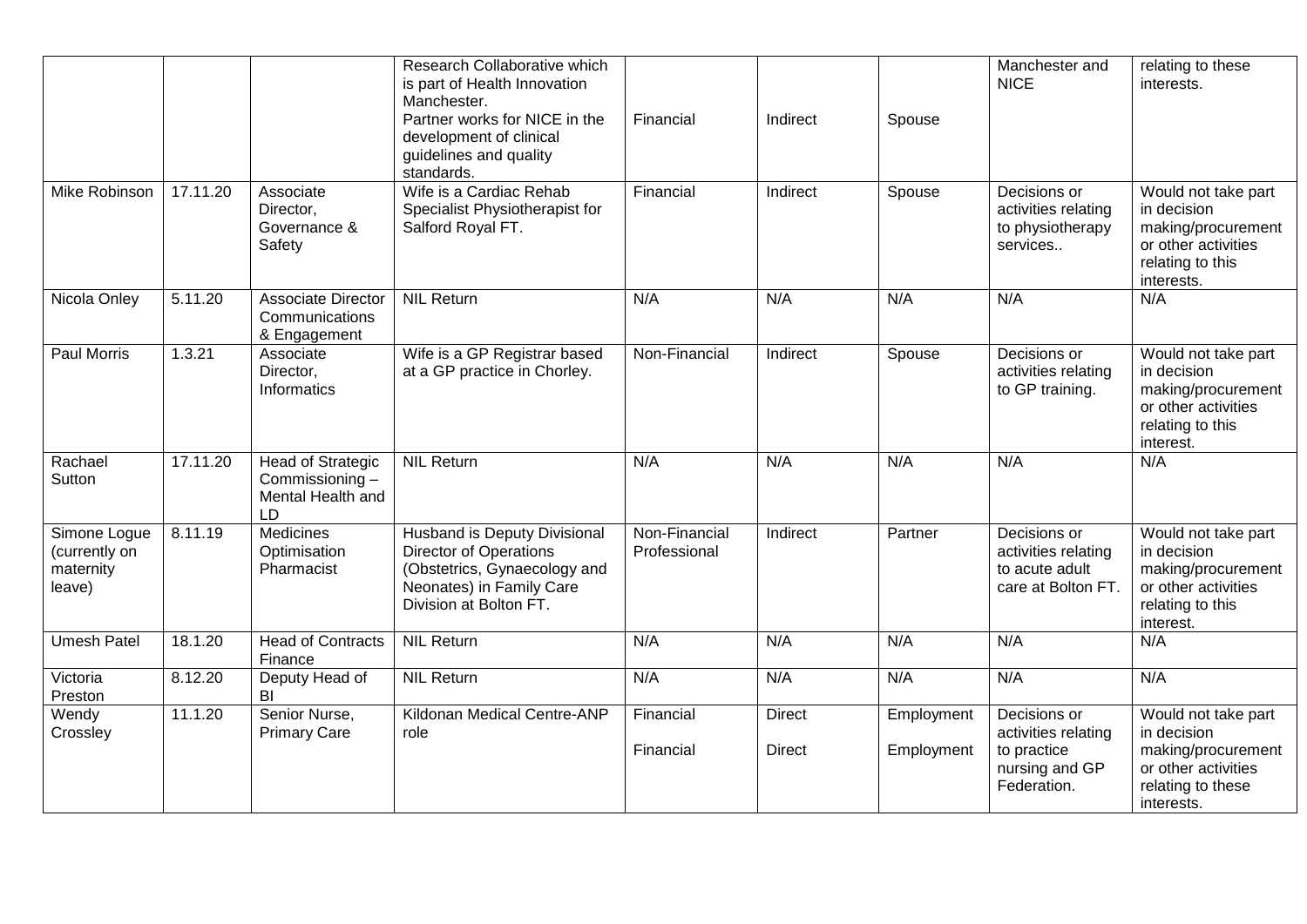| | | | | | | | | |
|---|---|---|---|---|---|---|---|---|
| | | | Research Collaborative which is part of Health Innovation Manchester.<br>Partner works for NICE in the development of clinical guidelines and quality standards. | Financial | Indirect | Spouse | Manchester and NICE | relating to these interests. |
| Mike Robinson | 17.11.20 | Associate Director, Governance & Safety | Wife is a Cardiac Rehab Specialist Physiotherapist for Salford Royal FT. | Financial | Indirect | Spouse | Decisions or activities relating to physiotherapy services.. | Would not take part in decision making/procurement or other activities relating to this interests. |
| Nicola Onley | 5.11.20 | Associate Director Communications & Engagement | NIL Return | N/A | N/A | N/A | N/A | N/A |
| Paul Morris | 1.3.21 | Associate Director, Informatics | Wife is a GP Registrar based at a GP practice in Chorley. | Non-Financial | Indirect | Spouse | Decisions or activities relating to GP training. | Would not take part in decision making/procurement or other activities relating to this interest. |
| Rachael Sutton | 17.11.20 | Head of Strategic Commissioning – Mental Health and LD | NIL Return | N/A | N/A | N/A | N/A | N/A |
| Simone Logue (currently on maternity leave) | 8.11.19 | Medicines Optimisation Pharmacist | Husband is Deputy Divisional Director of Operations (Obstetrics, Gynaecology and Neonates) in Family Care Division at Bolton FT. | Non-Financial Professional | Indirect | Partner | Decisions or activities relating to acute adult care at Bolton FT. | Would not take part in decision making/procurement or other activities relating to this interest. |
| Umesh Patel | 18.1.20 | Head of Contracts Finance | NIL Return | N/A | N/A | N/A | N/A | N/A |
| Victoria Preston | 8.12.20 | Deputy Head of BI | NIL Return | N/A | N/A | N/A | N/A | N/A |
| Wendy Crossley | 11.1.20 | Senior Nurse, Primary Care | Kildonan Medical Centre-ANP role | Financial<br><br>Financial | Direct<br><br>Direct | Employment<br><br>Employment | Decisions or activities relating to practice nursing and GP Federation. | Would not take part in decision making/procurement or other activities relating to these interests. |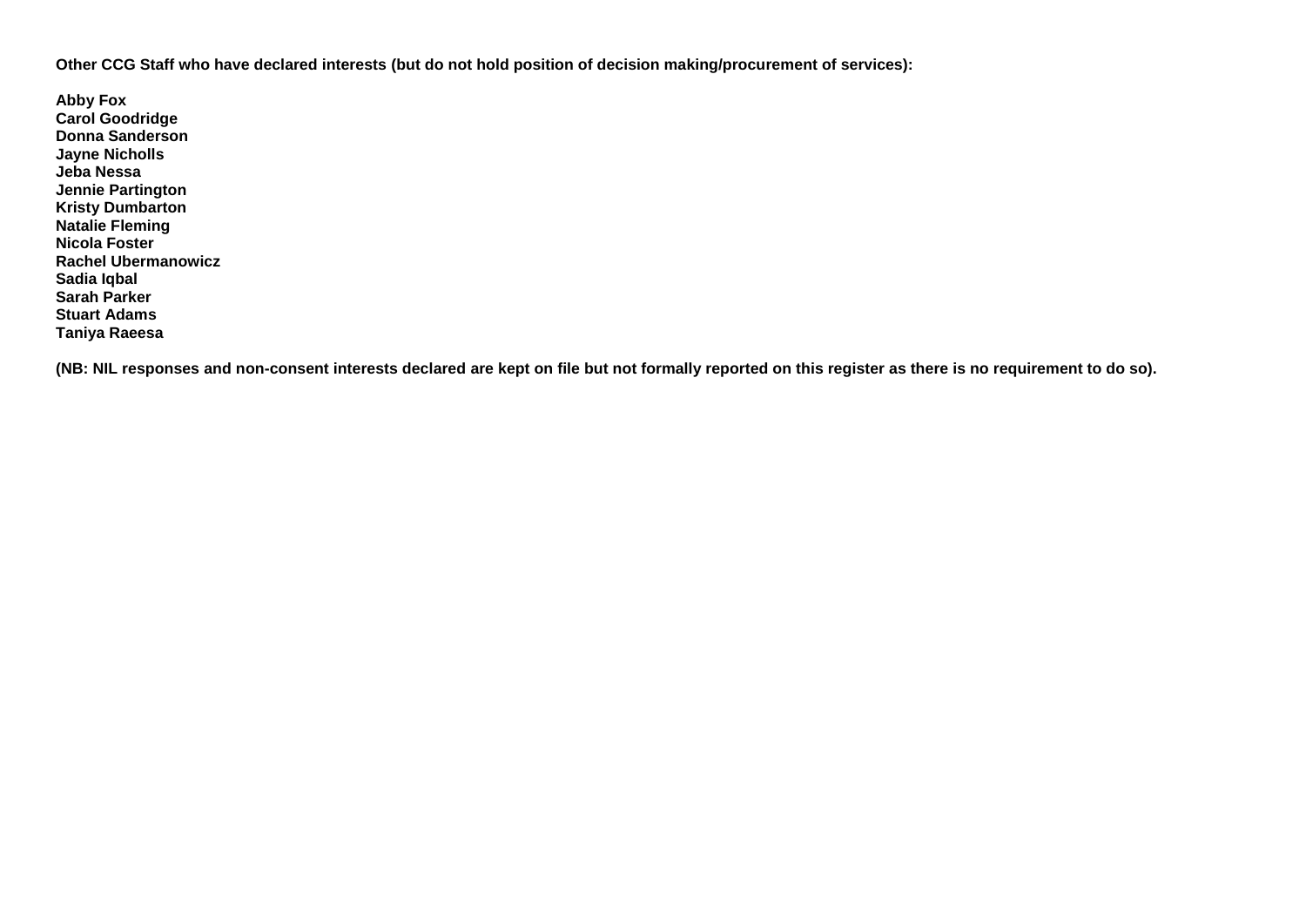**Other CCG Staff who have declared interests (but do not hold position of decision making/procurement of services):**

**Abby Fox**
**Carol Goodridge**
**Donna Sanderson**
**Jayne Nicholls**
**Jeba Nessa**
**Jennie Partington**
**Kristy Dumbarton**
**Natalie Fleming**
**Nicola Foster**
**Rachel Ubermanowicz**
**Sadia Iqbal**
**Sarah Parker**
**Stuart Adams**
**Taniya Raeesa**

**(NB: NIL responses and non-consent interests declared are kept on file but not formally reported on this register as there is no requirement to do so).**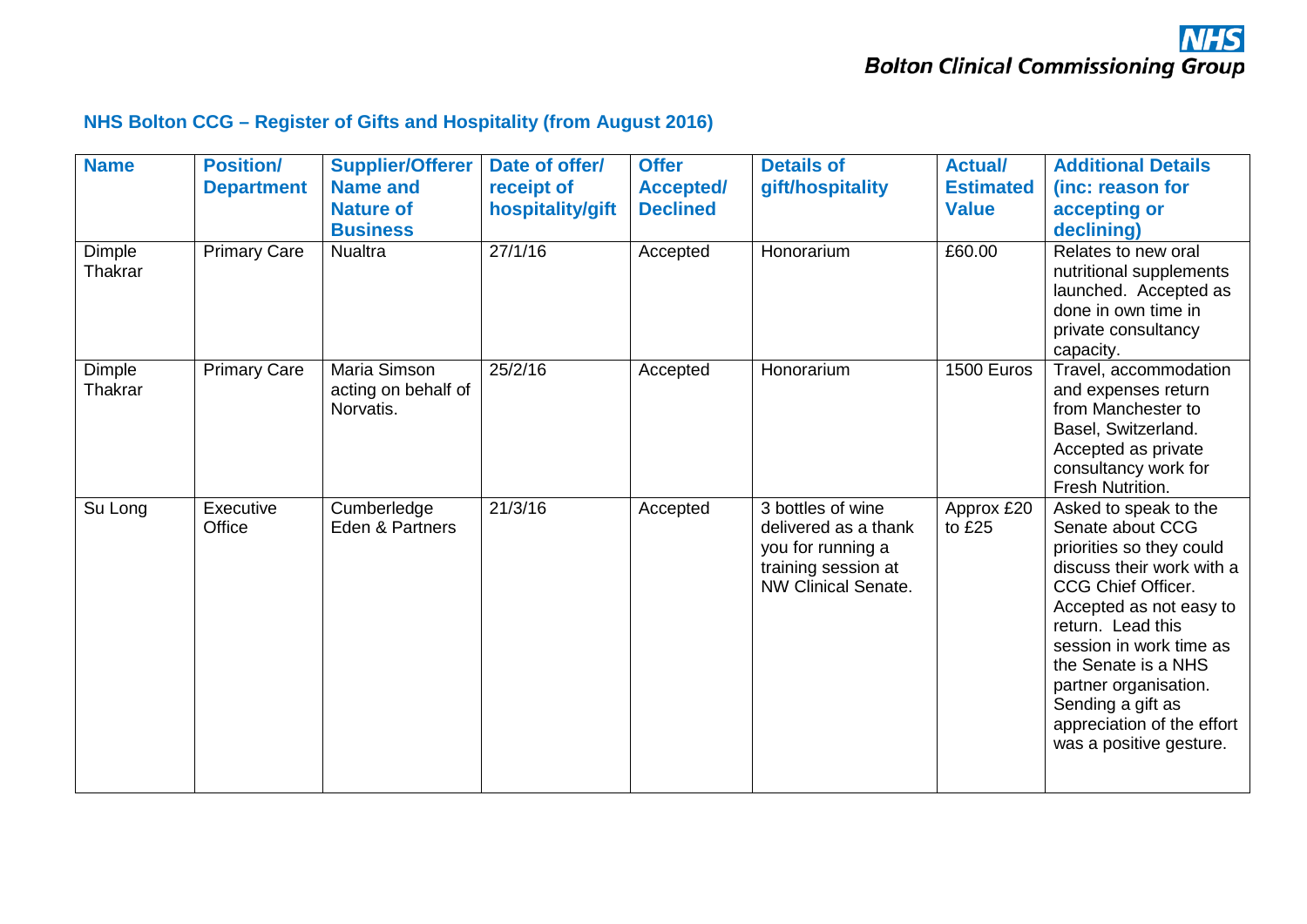## NHS Bolton CCG – Register of Gifts and Hospitality (from August 2016)

| Name | Position/ Department | Supplier/Offerer Name and Nature of Business | Date of offer/ receipt of hospitality/gift | Offer Accepted/ Declined | Details of gift/hospitality | Actual/ Estimated Value | Additional Details (inc: reason for accepting or declining) |
|---|---|---|---|---|---|---|---|
| Dimple Thakrar | Primary Care | Nualtra | 27/1/16 | Accepted | Honorarium | £60.00 | Relates to new oral nutritional supplements launched. Accepted as done in own time in private consultancy capacity. |
| Dimple Thakrar | Primary Care | Maria Simson acting on behalf of Norvatis. | 25/2/16 | Accepted | Honorarium | 1500 Euros | Travel, accommodation and expenses return from Manchester to Basel, Switzerland. Accepted as private consultancy work for Fresh Nutrition. |
| Su Long | Executive Office | Cumberledge Eden & Partners | 21/3/16 | Accepted | 3 bottles of wine delivered as a thank you for running a training session at NW Clinical Senate. | Approx £20 to £25 | Asked to speak to the Senate about CCG priorities so they could discuss their work with a CCG Chief Officer. Accepted as not easy to return. Lead this session in work time as the Senate is a NHS partner organisation. Sending a gift as appreciation of the effort was a positive gesture. |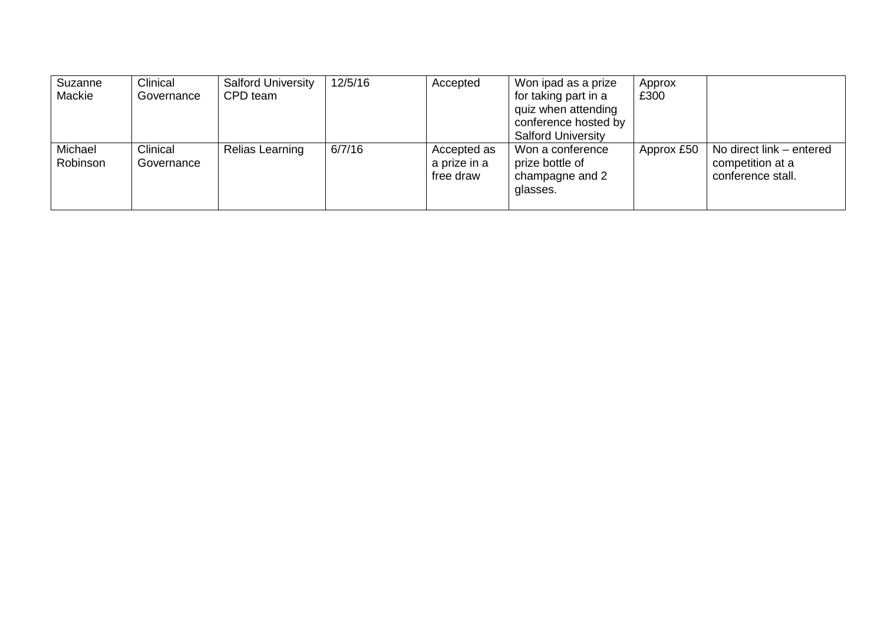| | | | | | | | |
|---|---|---|---|---|---|---|---|
| Suzanne Mackie | Clinical Governance | Salford University CPD team | 12/5/16 | Accepted | Won ipad as a prize for taking part in a quiz when attending conference hosted by Salford University | Approx £300 | |
| Michael Robinson | Clinical Governance | Relias Learning | 6/7/16 | Accepted as a prize in a free draw | Won a conference prize bottle of champagne and 2 glasses. | Approx £50 | No direct link – entered competition at a conference stall. |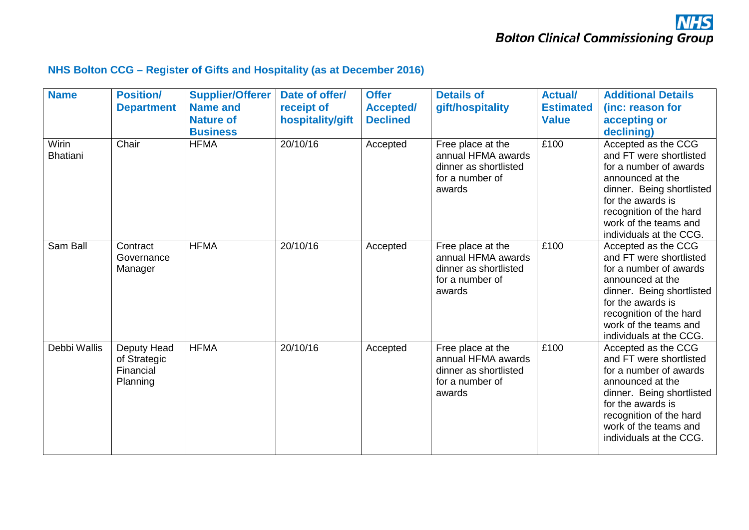## NHS Bolton CCG – Register of Gifts and Hospitality (as at December 2016)

| Name | Position/ Department | Supplier/Offerer Name and Nature of Business | Date of offer/ receipt of hospitality/gift | Offer Accepted/ Declined | Details of gift/hospitality | Actual/ Estimated Value | Additional Details (inc: reason for accepting or declining) |
|---|---|---|---|---|---|---|---|
| Wirin Bhatiani | Chair | HFMA | 20/10/16 | Accepted | Free place at the annual HFMA awards dinner as shortlisted for a number of awards | £100 | Accepted as the CCG and FT were shortlisted for a number of awards announced at the dinner. Being shortlisted for the awards is recognition of the hard work of the teams and individuals at the CCG. |
| Sam Ball | Contract Governance Manager | HFMA | 20/10/16 | Accepted | Free place at the annual HFMA awards dinner as shortlisted for a number of awards | £100 | Accepted as the CCG and FT were shortlisted for a number of awards announced at the dinner. Being shortlisted for the awards is recognition of the hard work of the teams and individuals at the CCG. |
| Debbi Wallis | Deputy Head of Strategic Financial Planning | HFMA | 20/10/16 | Accepted | Free place at the annual HFMA awards dinner as shortlisted for a number of awards | £100 | Accepted as the CCG and FT were shortlisted for a number of awards announced at the dinner. Being shortlisted for the awards is recognition of the hard work of the teams and individuals at the CCG. |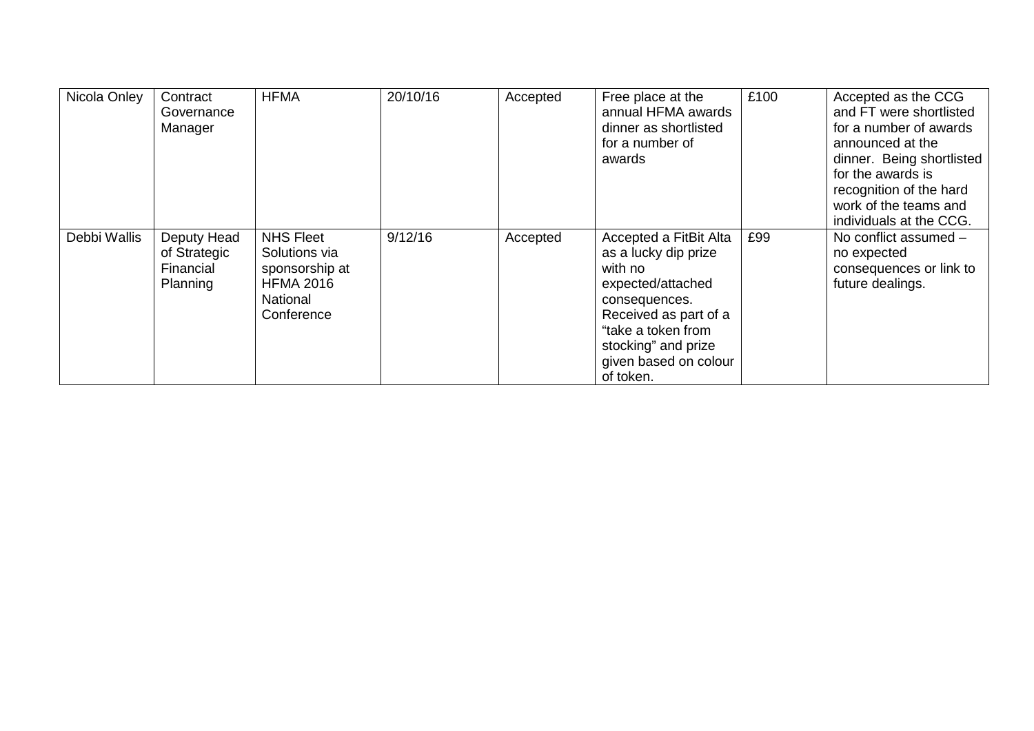| | | | | | | | |
|---|---|---|---|---|---|---|---|
| Nicola Onley | Contract Governance Manager | HFMA | 20/10/16 | Accepted | Free place at the annual HFMA awards dinner as shortlisted for a number of awards | £100 | Accepted as the CCG and FT were shortlisted for a number of awards announced at the dinner. Being shortlisted for the awards is recognition of the hard work of the teams and individuals at the CCG. |
| Debbi Wallis | Deputy Head of Strategic Financial Planning | NHS Fleet Solutions via sponsorship at HFMA 2016 National Conference | 9/12/16 | Accepted | Accepted a FitBit Alta as a lucky dip prize with no expected/attached consequences. Received as part of a "take a token from stocking" and prize given based on colour of token. | £99 | No conflict assumed – no expected consequences or link to future dealings. |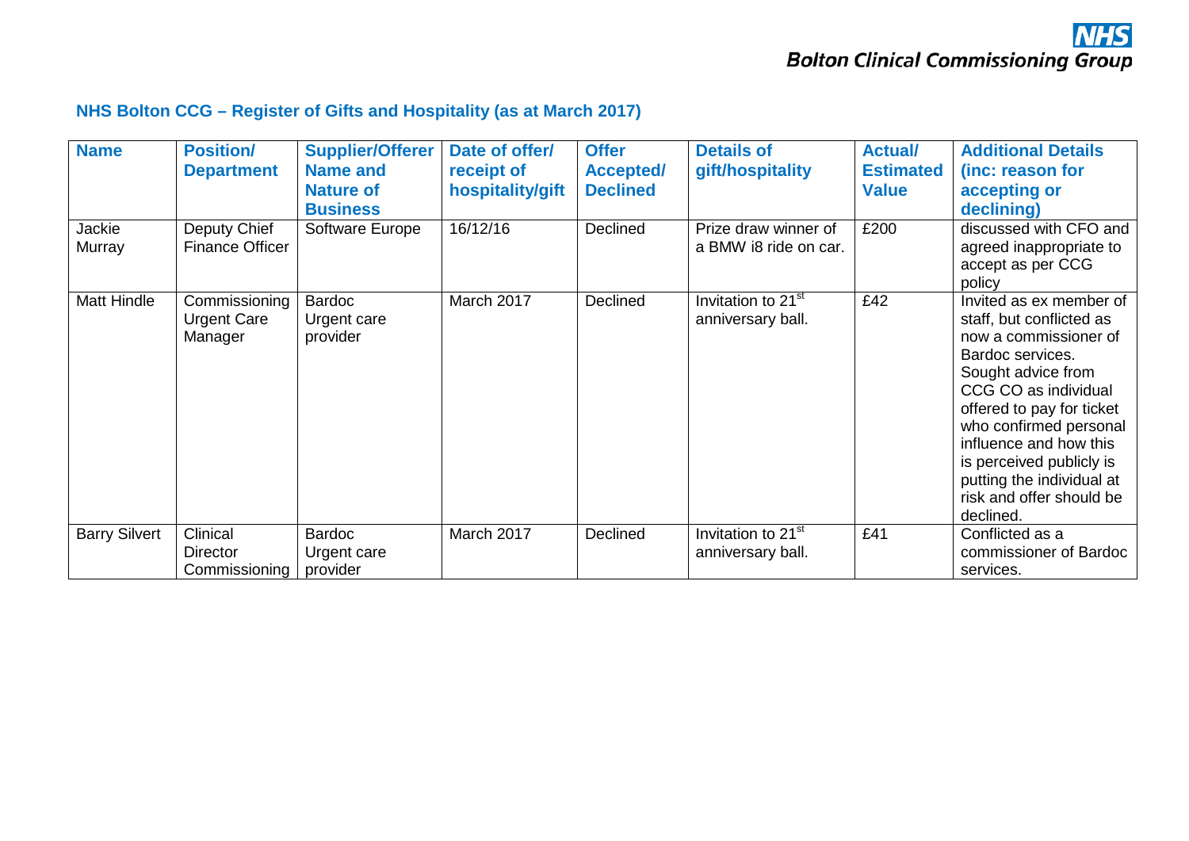## NHS Bolton CCG – Register of Gifts and Hospitality (as at March 2017)

| Name | Position/ Department | Supplier/Offerer Name and Nature of Business | Date of offer/ receipt of hospitality/gift | Offer Accepted/ Declined | Details of gift/hospitality | Actual/ Estimated Value | Additional Details (inc: reason for accepting or declining) |
|---|---|---|---|---|---|---|---|
| Jackie Murray | Deputy Chief Finance Officer | Software Europe | 16/12/16 | Declined | Prize draw winner of a BMW i8 ride on car. | £200 | discussed with CFO and agreed inappropriate to accept as per CCG policy |
| Matt Hindle | Commissioning Urgent Care Manager | Bardoc Urgent care provider | March 2017 | Declined | Invitation to 21st anniversary ball. | £42 | Invited as ex member of staff, but conflicted as now a commissioner of Bardoc services. Sought advice from CCG CO as individual offered to pay for ticket who confirmed personal influence and how this is perceived publicly is putting the individual at risk and offer should be declined. |
| Barry Silvert | Clinical Director Commissioning | Bardoc Urgent care provider | March 2017 | Declined | Invitation to 21st anniversary ball. | £41 | Conflicted as a commissioner of Bardoc services. |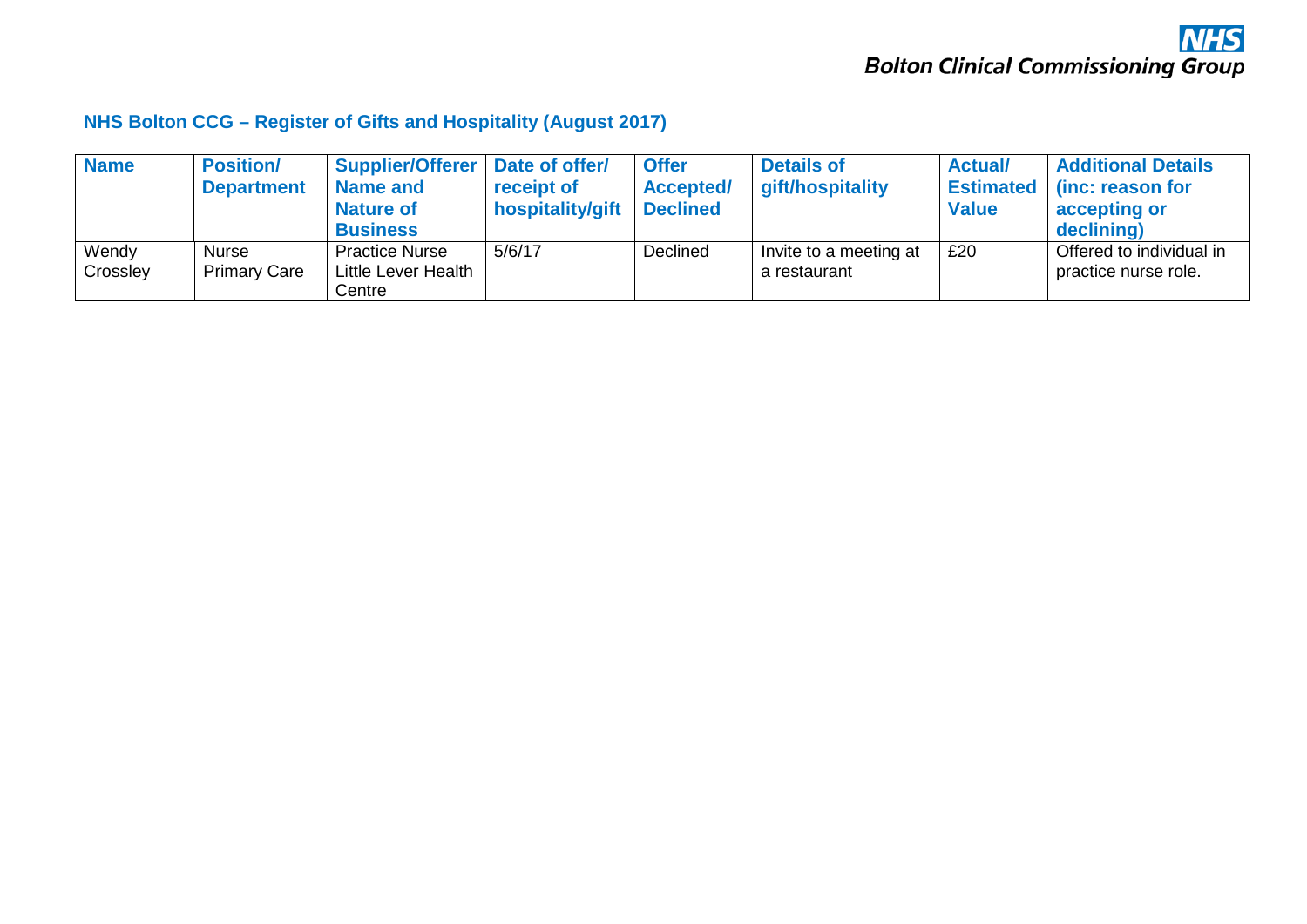## NHS Bolton CCG – Register of Gifts and Hospitality (August 2017)

| Name | Position/ Department | Supplier/Offerer Name and Nature of Business | Date of offer/ receipt of hospitality/gift | Offer Accepted/ Declined | Details of gift/hospitality | Actual/ Estimated Value | Additional Details (inc: reason for accepting or declining) |
|---|---|---|---|---|---|---|---|
| Wendy Crossley | Nurse Primary Care | Practice Nurse Little Lever Health Centre | 5/6/17 | Declined | Invite to a meeting at a restaurant | £20 | Offered to individual in practice nurse role. |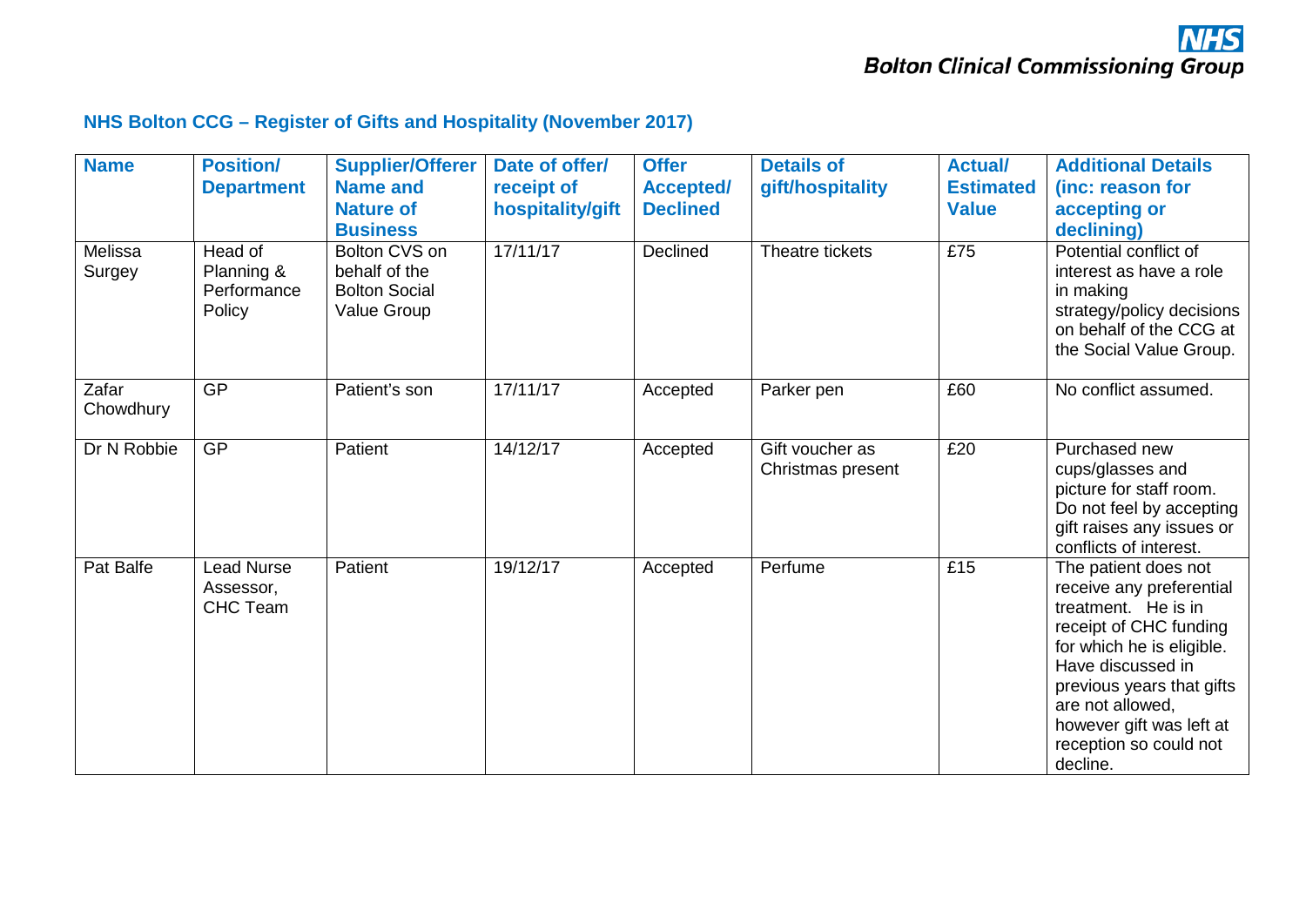## NHS Bolton CCG – Register of Gifts and Hospitality (November 2017)

| Name | Position/ Department | Supplier/Offerer Name and Nature of Business | Date of offer/ receipt of hospitality/gift | Offer Accepted/ Declined | Details of gift/hospitality | Actual/ Estimated Value | Additional Details (inc: reason for accepting or declining) |
|---|---|---|---|---|---|---|---|
| Melissa Surgey | Head of Planning & Performance Policy | Bolton CVS on behalf of the Bolton Social Value Group | 17/11/17 | Declined | Theatre tickets | £75 | Potential conflict of interest as have a role in making strategy/policy decisions on behalf of the CCG at the Social Value Group. |
| Zafar Chowdhury | GP | Patient's son | 17/11/17 | Accepted | Parker pen | £60 | No conflict assumed. |
| Dr N Robbie | GP | Patient | 14/12/17 | Accepted | Gift voucher as Christmas present | £20 | Purchased new cups/glasses and picture for staff room. Do not feel by accepting gift raises any issues or conflicts of interest. |
| Pat Balfe | Lead Nurse Assessor, CHC Team | Patient | 19/12/17 | Accepted | Perfume | £15 | The patient does not receive any preferential treatment. He is in receipt of CHC funding for which he is eligible. Have discussed in previous years that gifts are not allowed, however gift was left at reception so could not decline. |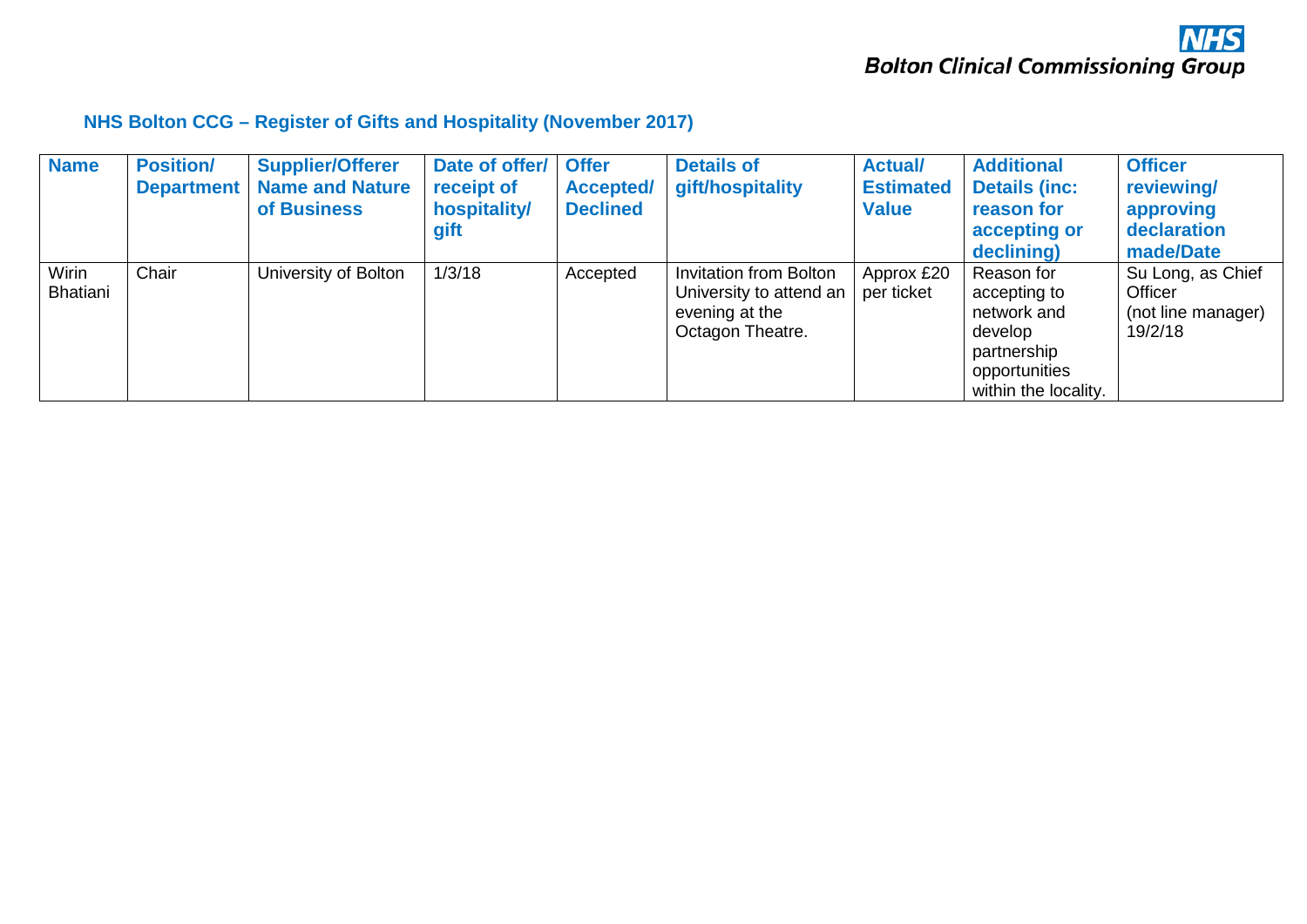NHS Bolton Clinical Commissioning Group

## NHS Bolton CCG – Register of Gifts and Hospitality (November 2017)

| Name | Position/ Department | Supplier/Offerer Name and Nature of Business | Date of offer/ receipt of hospitality/ gift | Offer Accepted/ Declined | Details of gift/hospitality | Actual/ Estimated Value | Additional Details (inc: reason for accepting or declining) | Officer reviewing/ approving declaration made/Date |
|---|---|---|---|---|---|---|---|---|
| Wirin Bhatiani | Chair | University of Bolton | 1/3/18 | Accepted | Invitation from Bolton University to attend an evening at the Octagon Theatre. | Approx £20 per ticket | Reason for accepting to network and develop partnership opportunities within the locality. | Su Long, as Chief Officer (not line manager) 19/2/18 |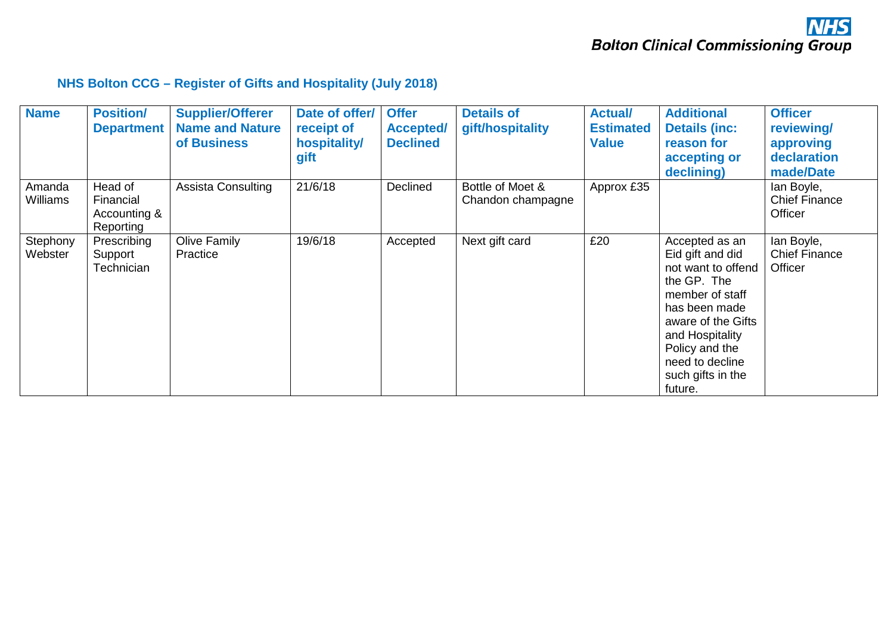NHS
Bolton Clinical Commissioning Group

## NHS Bolton CCG – Register of Gifts and Hospitality (July 2018)

| Name | Position/ Department | Supplier/Offerer Name and Nature of Business | Date of offer/ receipt of hospitality/ gift | Offer Accepted/ Declined | Details of gift/hospitality | Actual/ Estimated Value | Additional Details (inc: reason for accepting or declining) | Officer reviewing/ approving declaration made/Date |
|---|---|---|---|---|---|---|---|---|
| Amanda Williams | Head of Financial Accounting & Reporting | Assista Consulting | 21/6/18 | Declined | Bottle of Moet & Chandon champagne | Approx £35 | | Ian Boyle, Chief Finance Officer |
| Stephony Webster | Prescribing Support Technician | Olive Family Practice | 19/6/18 | Accepted | Next gift card | £20 | Accepted as an Eid gift and did not want to offend the GP. The member of staff has been made aware of the Gifts and Hospitality Policy and the need to decline such gifts in the future. | Ian Boyle, Chief Finance Officer |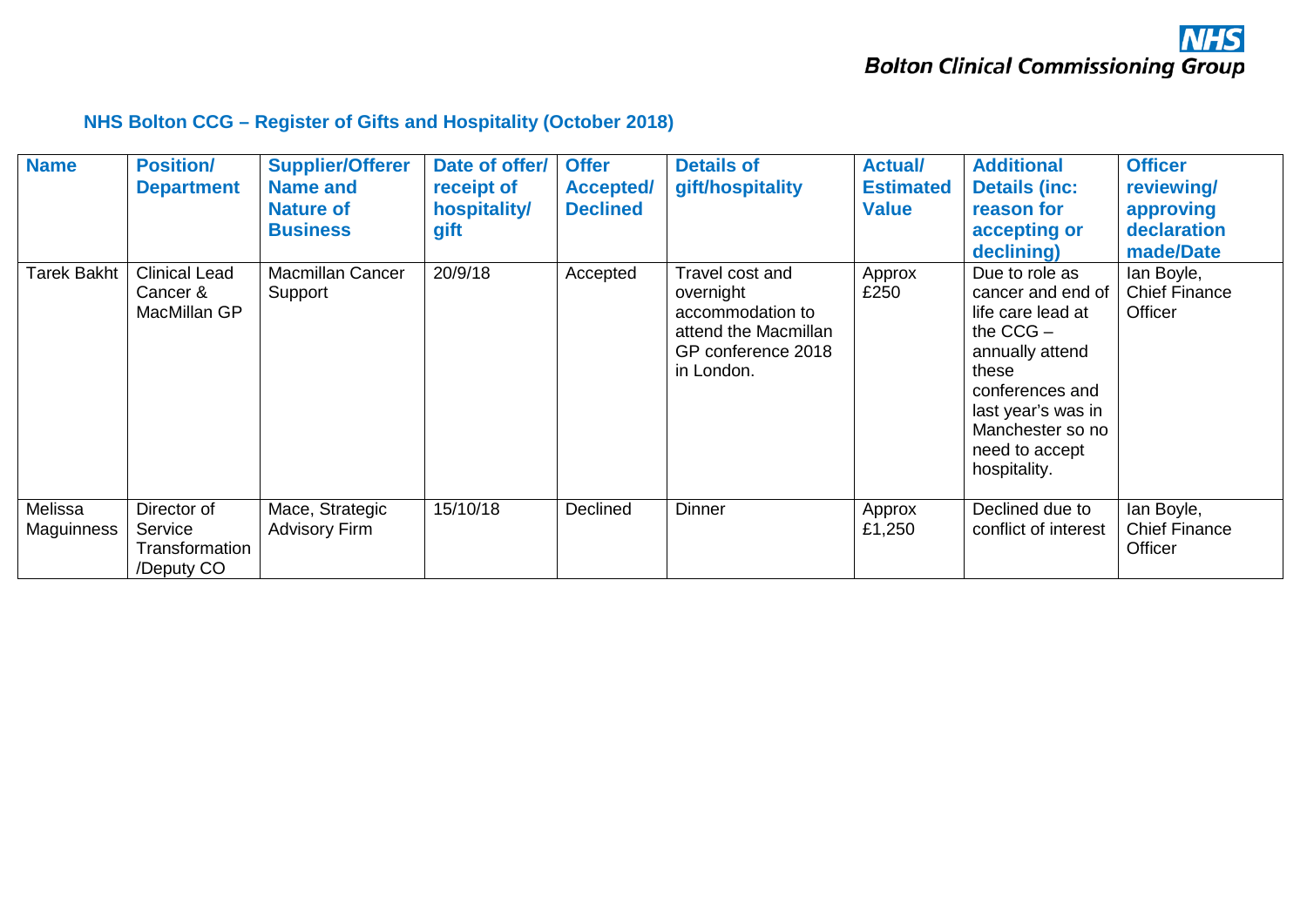## NHS Bolton CCG – Register of Gifts and Hospitality (October 2018)

| Name | Position/ Department | Supplier/Offerer Name and Nature of Business | Date of offer/ receipt of hospitality/ gift | Offer Accepted/ Declined | Details of gift/hospitality | Actual/ Estimated Value | Additional Details (inc: reason for accepting or declining) | Officer reviewing/ approving declaration made/Date |
|---|---|---|---|---|---|---|---|---|
| Tarek Bakht | Clinical Lead Cancer & MacMillan GP | Macmillan Cancer Support | 20/9/18 | Accepted | Travel cost and overnight accommodation to attend the Macmillan GP conference 2018 in London. | Approx £250 | Due to role as cancer and end of life care lead at the CCG – annually attend these conferences and last year's was in Manchester so no need to accept hospitality. | Ian Boyle, Chief Finance Officer |
| Melissa Maguinness | Director of Service Transformation /Deputy CO | Mace, Strategic Advisory Firm | 15/10/18 | Declined | Dinner | Approx £1,250 | Declined due to conflict of interest | Ian Boyle, Chief Finance Officer |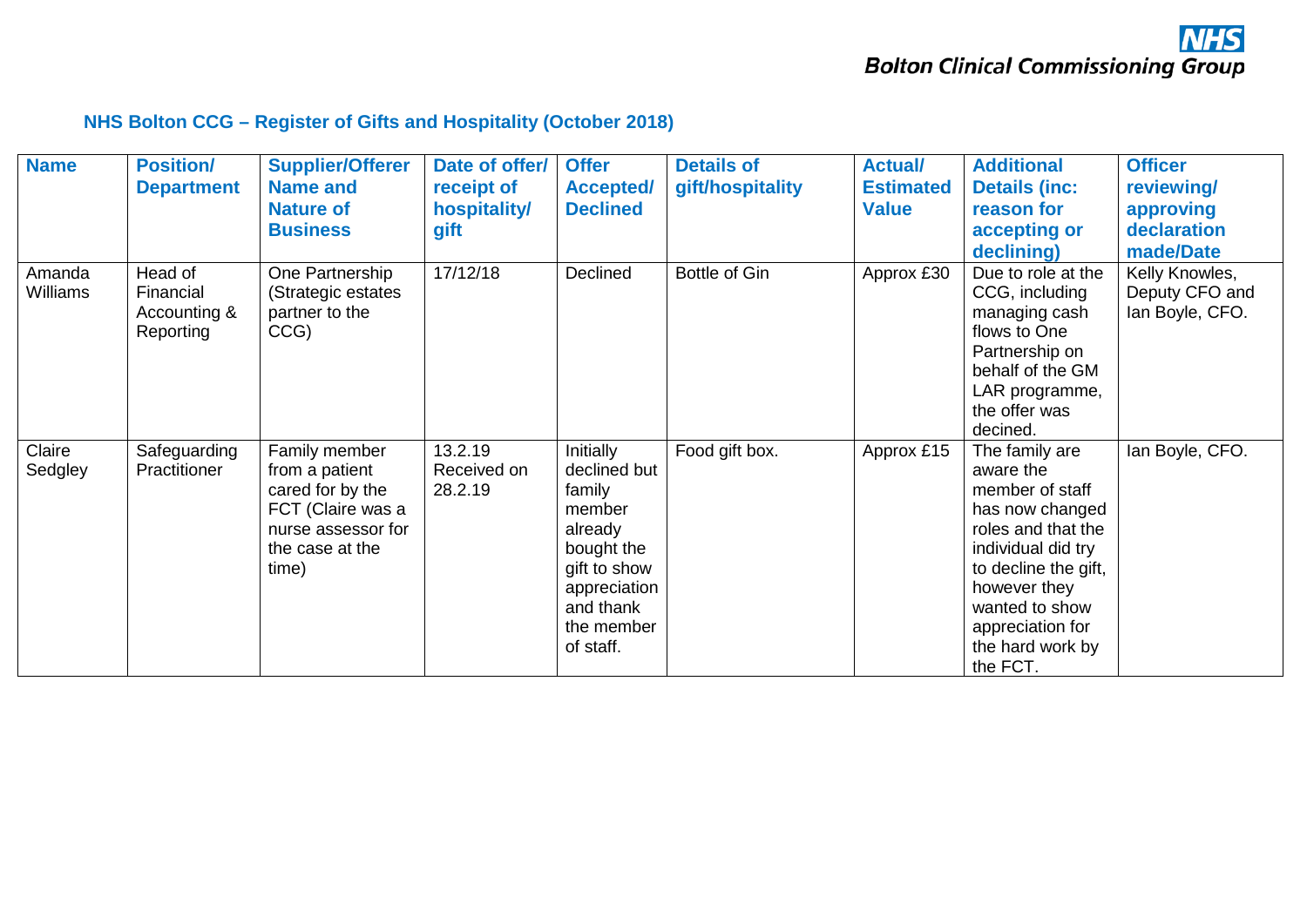## NHS Bolton CCG – Register of Gifts and Hospitality (October 2018)

| Name | Position/ Department | Supplier/Offerer Name and Nature of Business | Date of offer/ receipt of hospitality/ gift | Offer Accepted/ Declined | Details of gift/hospitality | Actual/ Estimated Value | Additional Details (inc: reason for accepting or declining) | Officer reviewing/ approving declaration made/Date |
|---|---|---|---|---|---|---|---|---|
| Amanda Williams | Head of Financial Accounting & Reporting | One Partnership (Strategic estates partner to the CCG) | 17/12/18 | Declined | Bottle of Gin | Approx £30 | Due to role at the CCG, including managing cash flows to One Partnership on behalf of the GM LAR programme, the offer was decined. | Kelly Knowles, Deputy CFO and Ian Boyle, CFO. |
| Claire Sedgley | Safeguarding Practitioner | Family member from a patient cared for by the FCT (Claire was a nurse assessor for the case at the time) | 13.2.19 Received on 28.2.19 | Initially declined but family member already bought the gift to show appreciation and thank the member of staff. | Food gift box. | Approx £15 | The family are aware the member of staff has now changed roles and that the individual did try to decline the gift, however they wanted to show appreciation for the hard work by the FCT. | Ian Boyle, CFO. |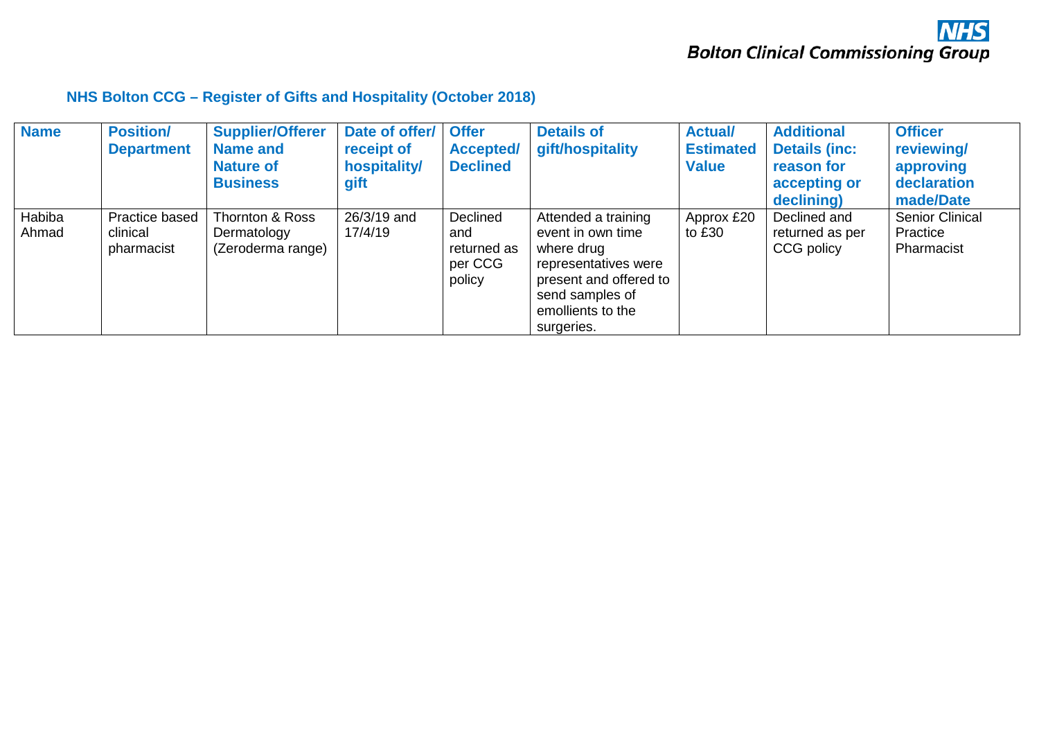NHS Bolton Clinical Commissioning Group

## NHS Bolton CCG – Register of Gifts and Hospitality (October 2018)

| Name | Position/ Department | Supplier/Offerer Name and Nature of Business | Date of offer/ receipt of hospitality/ gift | Offer Accepted/ Declined | Details of gift/hospitality | Actual/ Estimated Value | Additional Details (inc: reason for accepting or declining) | Officer reviewing/ approving declaration made/Date |
|---|---|---|---|---|---|---|---|---|
| Habiba Ahmad | Practice based clinical pharmacist | Thornton & Ross Dermatology (Zeroderma range) | 26/3/19 and 17/4/19 | Declined and returned as per CCG policy | Attended a training event in own time where drug representatives were present and offered to send samples of emollients to the surgeries. | Approx £20 to £30 | Declined and returned as per CCG policy | Senior Clinical Practice Pharmacist |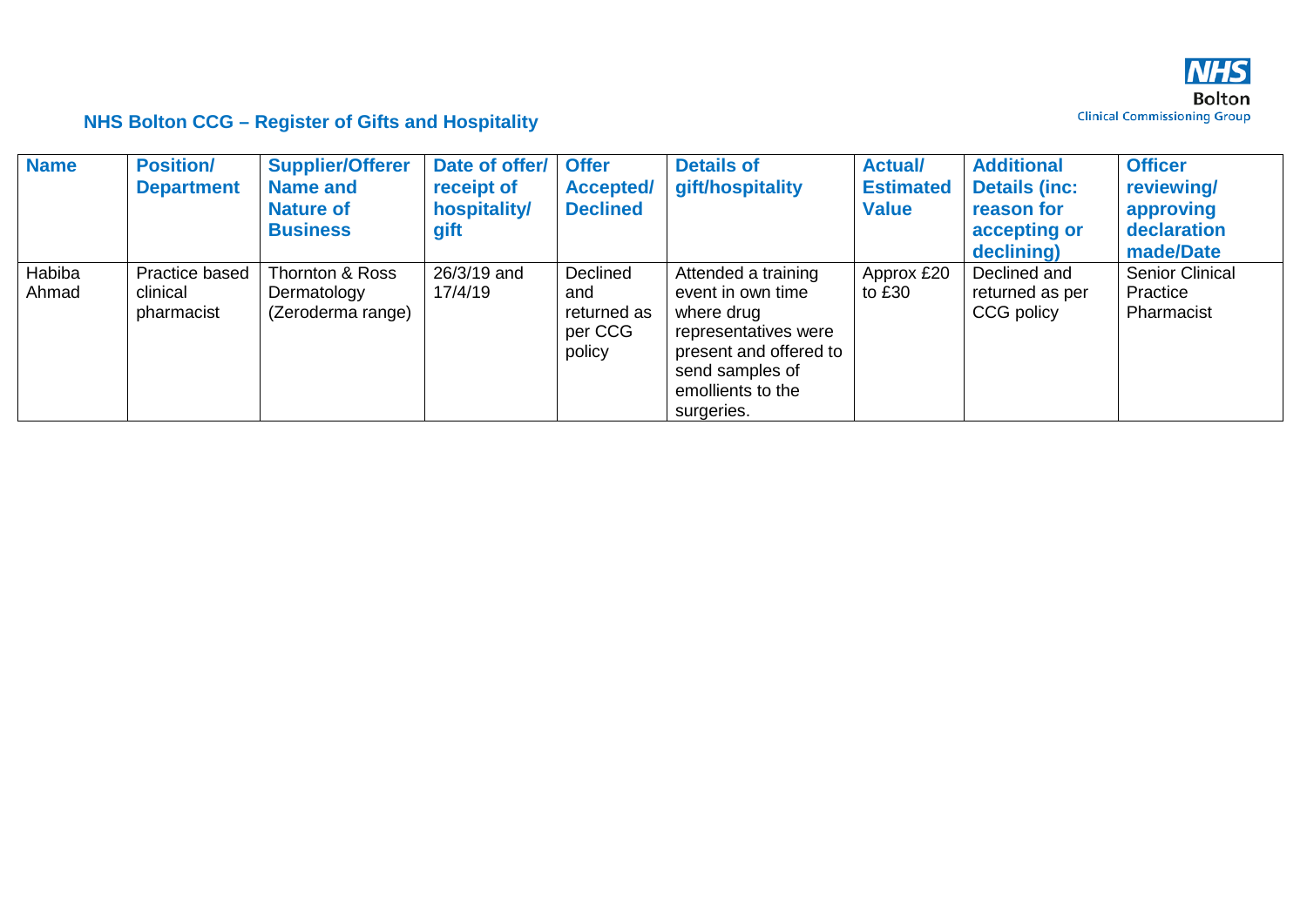## NHS Bolton CCG – Register of Gifts and Hospitality

| Name | Position/ Department | Supplier/Offerer Name and Nature of Business | Date of offer/ receipt of hospitality/ gift | Offer Accepted/ Declined | Details of gift/hospitality | Actual/ Estimated Value | Additional Details (inc: reason for accepting or declining) | Officer reviewing/ approving declaration made/Date |
|---|---|---|---|---|---|---|---|---|
| Habiba Ahmad | Practice based clinical pharmacist | Thornton & Ross Dermatology (Zeroderma range) | 26/3/19 and 17/4/19 | Declined and returned as per CCG policy | Attended a training event in own time where drug representatives were present and offered to send samples of emollients to the surgeries. | Approx £20 to £30 | Declined and returned as per CCG policy | Senior Clinical Practice Pharmacist |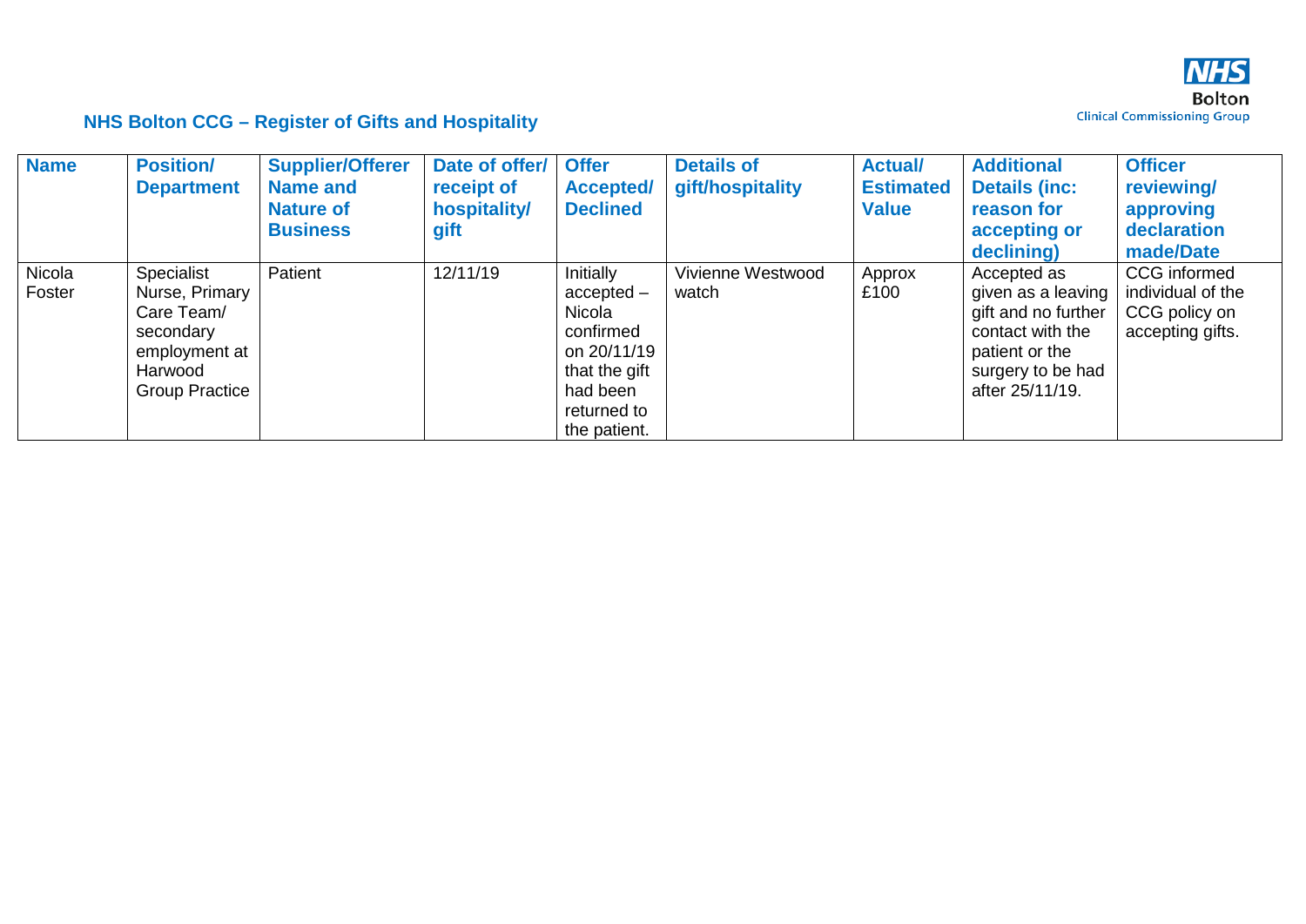## NHS Bolton CCG – Register of Gifts and Hospitality

NHS Bolton Clinical Commissioning Group

| Name | Position/ Department | Supplier/Offerer Name and Nature of Business | Date of offer/ receipt of hospitality/ gift | Offer Accepted/ Declined | Details of gift/hospitality | Actual/ Estimated Value | Additional Details (inc: reason for accepting or declining) | Officer reviewing/ approving declaration made/Date |
|---|---|---|---|---|---|---|---|---|
| Nicola Foster | Specialist Nurse, Primary Care Team/ secondary employment at Harwood Group Practice | Patient | 12/11/19 | Initially accepted – Nicola confirmed on 20/11/19 that the gift had been returned to the patient. | Vivienne Westwood watch | Approx £100 | Accepted as given as a leaving gift and no further contact with the patient or the surgery to be had after 25/11/19. | CCG informed individual of the CCG policy on accepting gifts. |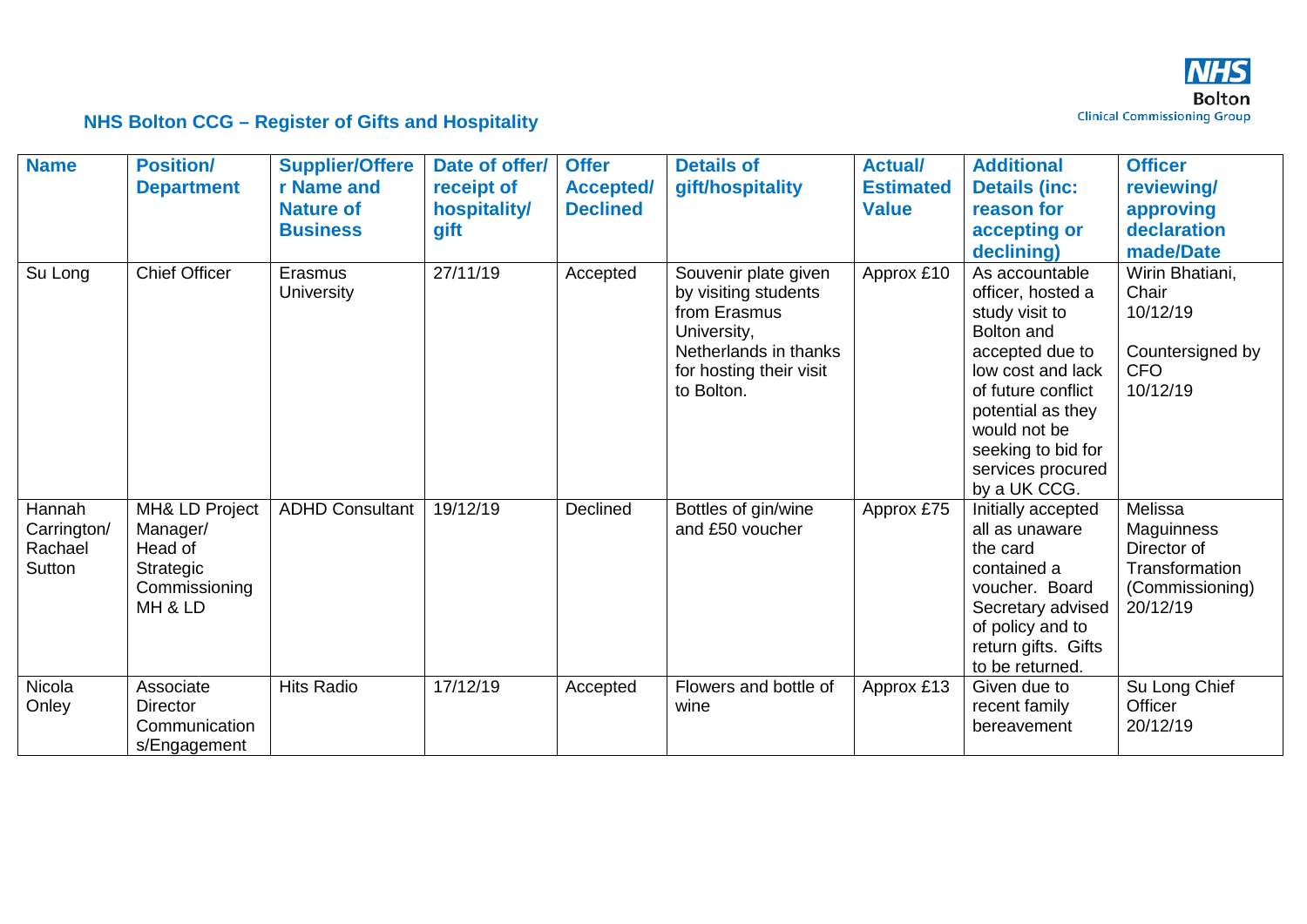NHS Bolton Clinical Commissioning Group

## NHS Bolton CCG – Register of Gifts and Hospitality

| Name | Position/ Department | Supplier/Offerer Name and Nature of Business | Date of offer/ receipt of hospitality/ gift | Offer Accepted/ Declined | Details of gift/hospitality | Actual/ Estimated Value | Additional Details (inc: reason for accepting or declining) | Officer reviewing/ approving declaration made/Date |
|---|---|---|---|---|---|---|---|---|
| Su Long | Chief Officer | Erasmus University | 27/11/19 | Accepted | Souvenir plate given by visiting students from Erasmus University, Netherlands in thanks for hosting their visit to Bolton. | Approx £10 | As accountable officer, hosted a study visit to Bolton and accepted due to low cost and lack of future conflict potential as they would not be seeking to bid for services procured by a UK CCG. | Wirin Bhatiani, Chair 10/12/19<br><br>Countersigned by CFO 10/12/19 |
| Hannah Carrington/ Rachael Sutton | MH& LD Project Manager/ Head of Strategic Commissioning MH & LD | ADHD Consultant | 19/12/19 | Declined | Bottles of gin/wine and £50 voucher | Approx £75 | Initially accepted all as unaware the card contained a voucher. Board Secretary advised of policy and to return gifts. Gifts to be returned. | Melissa Maguinness Director of Transformation (Commissioning) 20/12/19 |
| Nicola Onley | Associate Director Communications/Engagement | Hits Radio | 17/12/19 | Accepted | Flowers and bottle of wine | Approx £13 | Given due to recent family bereavement | Su Long Chief Officer 20/12/19 |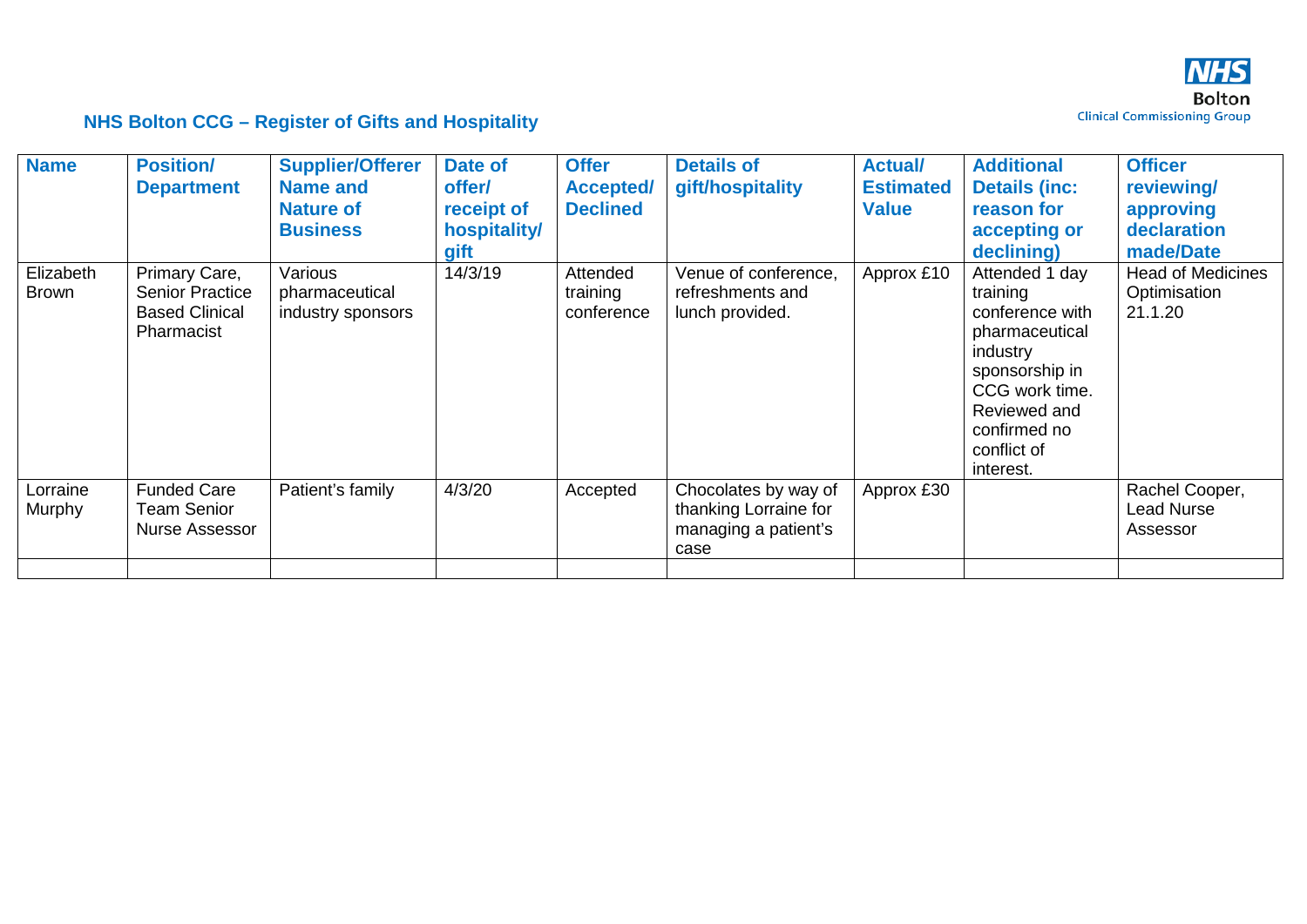NHS Bolton Clinical Commissioning Group

## NHS Bolton CCG – Register of Gifts and Hospitality

| Name | Position/ Department | Supplier/Offerer Name and Nature of Business | Date of offer/ receipt of hospitality/ gift | Offer Accepted/ Declined | Details of gift/hospitality | Actual/ Estimated Value | Additional Details (inc: reason for accepting or declining) | Officer reviewing/ approving declaration made/Date |
|---|---|---|---|---|---|---|---|---|
| Elizabeth Brown | Primary Care, Senior Practice Based Clinical Pharmacist | Various pharmaceutical industry sponsors | 14/3/19 | Attended training conference | Venue of conference, refreshments and lunch provided. | Approx £10 | Attended 1 day training conference with pharmaceutical industry sponsorship in CCG work time. Reviewed and confirmed no conflict of interest. | Head of Medicines Optimisation 21.1.20 |
| Lorraine Murphy | Funded Care Team Senior Nurse Assessor | Patient's family | 4/3/20 | Accepted | Chocolates by way of thanking Lorraine for managing a patient's case | Approx £30 | | Rachel Cooper, Lead Nurse Assessor |
| | | | | | | | | |